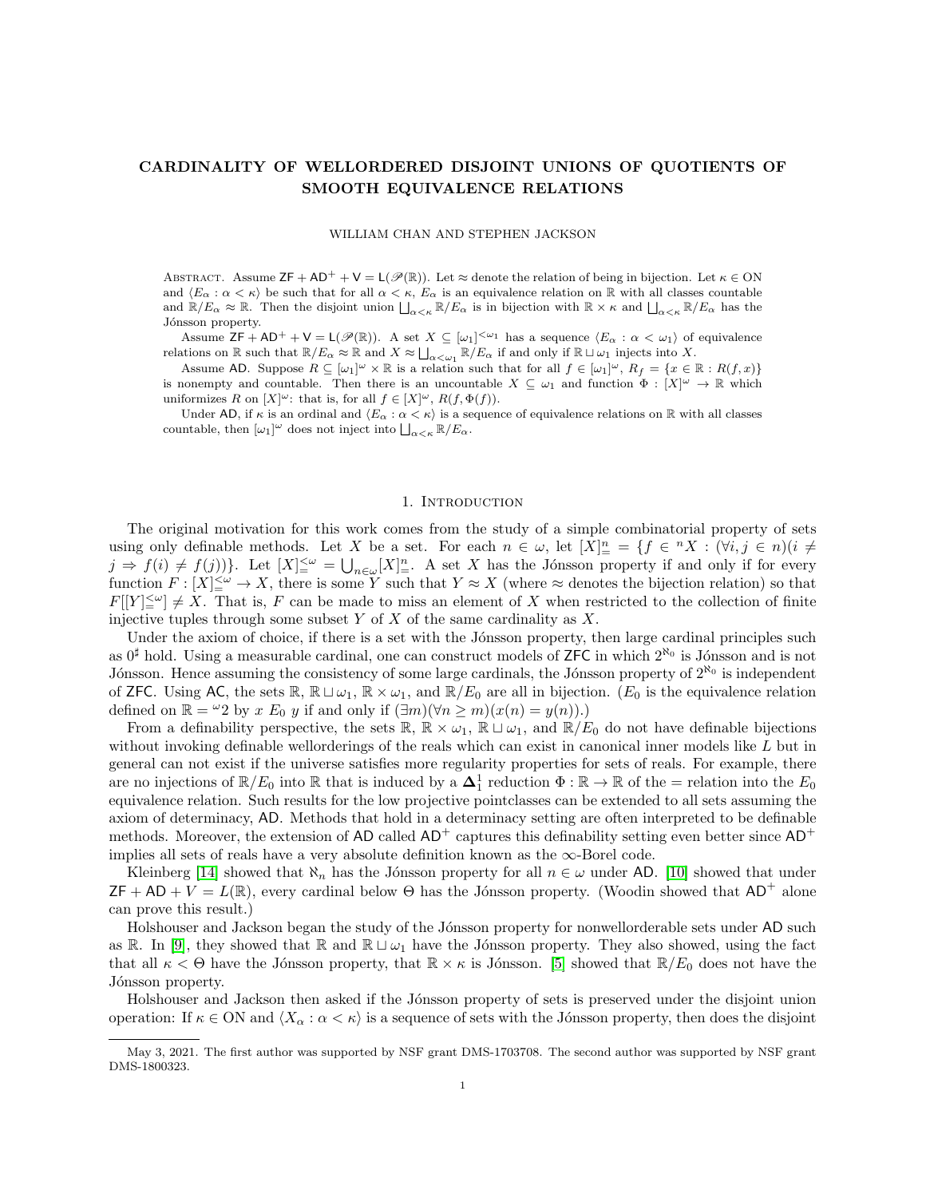# CARDINALITY OF WELLORDERED DISJOINT UNIONS OF QUOTIENTS OF SMOOTH EQUIVALENCE RELATIONS

WILLIAM CHAN AND STEPHEN JACKSON

Abstract. Assume $\mathsf{ZF} + \mathsf{AD}^+ + \mathsf{V} = \mathsf{L}(\mathscr{P}(\mathbb{R}))$. Let $\approx$ denote the relation of being in bijection. Let $\kappa \in \mathrm{ON}$ and $\langle E_\alpha : \alpha < \kappa \rangle$ be such that for all $\alpha < \kappa$, $E_\alpha$ is an equivalence relation on $\mathbb{R}$ with all classes countable and $\mathbb{R}/E_\alpha \approx \mathbb{R}$. Then the disjoint union $\bigsqcup_{\alpha<\kappa} \mathbb{R}/E_\alpha$ is in bijection with $\mathbb{R} \times \kappa$ and $\bigsqcup_{\alpha<\kappa} \mathbb{R}/E_\alpha$ has the Jónsson property.

Assume $\mathsf{ZF} + \mathsf{AD}^+ + \mathsf{V} = \mathsf{L}(\mathscr{P}(\mathbb{R}))$. A set $X \subseteq [\omega_1]^{<\omega_1}$ has a sequence $\langle E_\alpha : \alpha < \omega_1 \rangle$ of equivalence relations on $\mathbb{R}$ such that $\mathbb{R}/E_\alpha \approx \mathbb{R}$ and $X \approx \bigsqcup_{\alpha<\omega_1} \mathbb{R}/E_\alpha$ if and only if $\mathbb{R} \sqcup \omega_1$ injects into $X$.

Assume $\mathsf{AD}$. Suppose $R \subseteq [\omega_1]^\omega \times \mathbb{R}$ is a relation such that for all $f \in [\omega_1]^\omega$, $R_f = \{x \in \mathbb{R} : R(f,x)\}$ is nonempty and countable. Then there is an uncountable $X \subseteq \omega_1$ and function $\Phi : [X]^\omega \to \mathbb{R}$ which uniformizes $R$ on $[X]^\omega$: that is, for all $f \in [X]^\omega$, $R(f, \Phi(f))$.

Under $\mathsf{AD}$, if $\kappa$ is an ordinal and $\langle E_\alpha : \alpha < \kappa \rangle$ is a sequence of equivalence relations on $\mathbb{R}$ with all classes countable, then $[\omega_1]^\omega$ does not inject into $\bigsqcup_{\alpha<\kappa} \mathbb{R}/E_\alpha$.

## 1. Introduction

The original motivation for this work comes from the study of a simple combinatorial property of sets using only definable methods. Let $X$ be a set. For each $n \in \omega$, let $[X]^n_= = \{f \in {}^nX : (\forall i, j \in n)(i \neq j \Rightarrow f(i) \neq f(j))\}$. Let $[X]^{<\omega}_= = \bigcup_{n\in\omega} [X]^n_=$. A set $X$ has the Jónsson property if and only if for every function $F : [X]^{<\omega}_= \to X$, there is some $Y$ such that $Y \approx X$ (where $\approx$ denotes the bijection relation) so that $F[[Y]^{<\omega}_=] \neq X$. That is, $F$ can be made to miss an element of $X$ when restricted to the collection of finite injective tuples through some subset $Y$ of $X$ of the same cardinality as $X$.

Under the axiom of choice, if there is a set with the Jónsson property, then large cardinal principles such as $0^\sharp$ hold. Using a measurable cardinal, one can construct models of $\mathsf{ZFC}$ in which $2^{\aleph_0}$ is Jónsson and is not Jónsson. Hence assuming the consistency of some large cardinals, the Jónsson property of $2^{\aleph_0}$ is independent of $\mathsf{ZFC}$. Using $\mathsf{AC}$, the sets $\mathbb{R}$, $\mathbb{R} \sqcup \omega_1$, $\mathbb{R} \times \omega_1$, and $\mathbb{R}/E_0$ are all in bijection. ($E_0$ is the equivalence relation defined on $\mathbb{R} = {}^\omega 2$ by $x\ E_0\ y$ if and only if $(\exists m)(\forall n \geq m)(x(n) = y(n))$.)

From a definability perspective, the sets $\mathbb{R}$, $\mathbb{R} \times \omega_1$, $\mathbb{R} \sqcup \omega_1$, and $\mathbb{R}/E_0$ do not have definable bijections without invoking definable wellorderings of the reals which can exist in canonical inner models like $L$ but in general can not exist if the universe satisfies more regularity properties for sets of reals. For example, there are no injections of $\mathbb{R}/E_0$ into $\mathbb{R}$ that is induced by a $\boldsymbol{\Delta}^1_1$ reduction $\Phi : \mathbb{R} \to \mathbb{R}$ of the $=$ relation into the $E_0$ equivalence relation. Such results for the low projective pointclasses can be extended to all sets assuming the axiom of determinacy, $\mathsf{AD}$. Methods that hold in a determinacy setting are often interpreted to be definable methods. Moreover, the extension of $\mathsf{AD}$ called $\mathsf{AD}^+$ captures this definability setting even better since $\mathsf{AD}^+$ implies all sets of reals have a very absolute definition known as the $\infty$-Borel code.

Kleinberg [14] showed that $\aleph_n$ has the Jónsson property for all $n \in \omega$ under $\mathsf{AD}$. [10] showed that under $\mathsf{ZF} + \mathsf{AD} + V = L(\mathbb{R})$, every cardinal below $\Theta$ has the Jónsson property. (Woodin showed that $\mathsf{AD}^+$ alone can prove this result.)

Holshouser and Jackson began the study of the Jónsson property for nonwellorderable sets under $\mathsf{AD}$ such as $\mathbb{R}$. In [9], they showed that $\mathbb{R}$ and $\mathbb{R} \sqcup \omega_1$ have the Jónsson property. They also showed, using the fact that all $\kappa < \Theta$ have the Jónsson property, that $\mathbb{R} \times \kappa$ is Jónsson. [5] showed that $\mathbb{R}/E_0$ does not have the Jónsson property.

Holshouser and Jackson then asked if the Jónsson property of sets is preserved under the disjoint union operation: If $\kappa \in \mathrm{ON}$ and $\langle X_\alpha : \alpha < \kappa \rangle$ is a sequence of sets with the Jónsson property, then does the disjoint

---

May 3, 2021. The first author was supported by NSF grant DMS-1703708. The second author was supported by NSF grant DMS-1800323.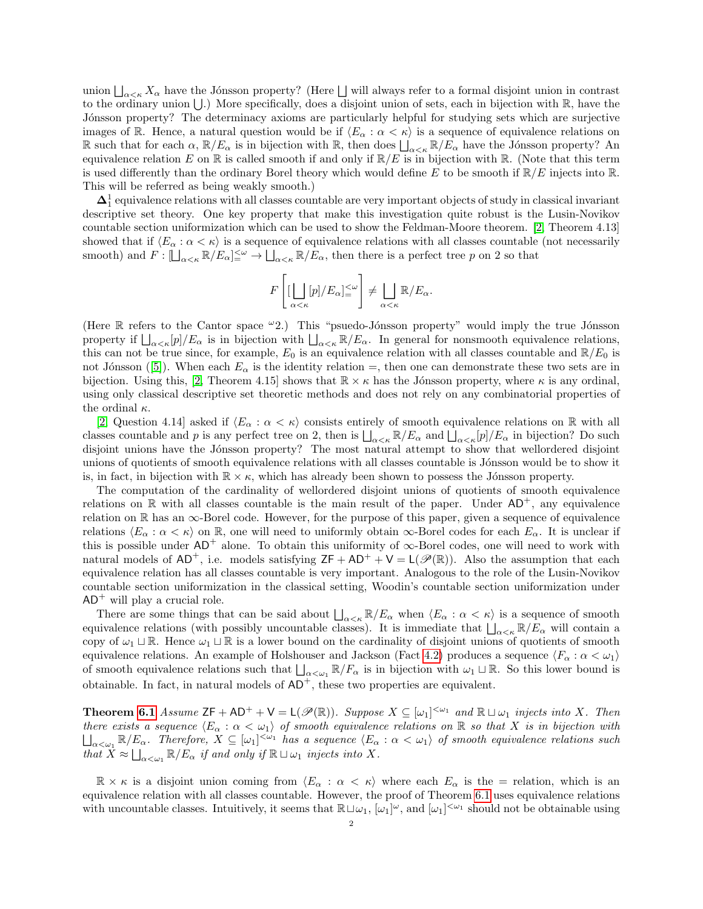union $\bigsqcup_{\alpha<\kappa} X_\alpha$ have the Jónsson property? (Here $\bigsqcup$ will always refer to a formal disjoint union in contrast to the ordinary union $\bigcup$.) More specifically, does a disjoint union of sets, each in bijection with $\mathbb{R}$, have the Jónsson property? The determinacy axioms are particularly helpful for studying sets which are surjective images of $\mathbb{R}$. Hence, a natural question would be if $\langle E_\alpha : \alpha < \kappa\rangle$ is a sequence of equivalence relations on $\mathbb{R}$ such that for each $\alpha$, $\mathbb{R}/E_\alpha$ is in bijection with $\mathbb{R}$, then does $\bigsqcup_{\alpha<\kappa} \mathbb{R}/E_\alpha$ have the Jónsson property? An equivalence relation $E$ on $\mathbb{R}$ is called smooth if and only if $\mathbb{R}/E$ is in bijection with $\mathbb{R}$. (Note that this term is used differently than the ordinary Borel theory which would define $E$ to be smooth if $\mathbb{R}/E$ injects into $\mathbb{R}$. This will be referred as being weakly smooth.)

$\mathbf{\Delta}^1_1$ equivalence relations with all classes countable are very important objects of study in classical invariant descriptive set theory. One key property that make this investigation quite robust is the Lusin-Novikov countable section uniformization which can be used to show the Feldman-Moore theorem. [2, Theorem 4.13] showed that if $\langle E_\alpha : \alpha < \kappa\rangle$ is a sequence of equivalence relations with all classes countable (not necessarily smooth) and $F : [\bigsqcup_{\alpha<\kappa} \mathbb{R}/E_\alpha]^{<\omega}_{=} \to \bigsqcup_{\alpha<\kappa} \mathbb{R}/E_\alpha$, then there is a perfect tree $p$ on 2 so that

$$F\left[[\bigsqcup_{\alpha<\kappa}[p]/E_\alpha]^{<\omega}_{=}\right] \neq \bigsqcup_{\alpha<\kappa}\mathbb{R}/E_\alpha.$$

(Here $\mathbb{R}$ refers to the Cantor space ${}^\omega 2$.) This "psuedo-Jónsson property" would imply the true Jónsson property if $\bigsqcup_{\alpha<\kappa}[p]/E_\alpha$ is in bijection with $\bigsqcup_{\alpha<\kappa}\mathbb{R}/E_\alpha$. In general for nonsmooth equivalence relations, this can not be true since, for example, $E_0$ is an equivalence relation with all classes countable and $\mathbb{R}/E_0$ is not Jónsson ([5]). When each $E_\alpha$ is the identity relation $=$, then one can demonstrate these two sets are in bijection. Using this, [2, Theorem 4.15] shows that $\mathbb{R}\times\kappa$ has the Jónsson property, where $\kappa$ is any ordinal, using only classical descriptive set theoretic methods and does not rely on any combinatorial properties of the ordinal $\kappa$.

[2, Question 4.14] asked if $\langle E_\alpha : \alpha < \kappa\rangle$ consists entirely of smooth equivalence relations on $\mathbb{R}$ with all classes countable and $p$ is any perfect tree on 2, then is $\bigsqcup_{\alpha<\kappa}\mathbb{R}/E_\alpha$ and $\bigsqcup_{\alpha<\kappa}[p]/E_\alpha$ in bijection? Do such disjoint unions have the Jónsson property? The most natural attempt to show that wellordered disjoint unions of quotients of smooth equivalence relations with all classes countable is Jónsson would be to show it is, in fact, in bijection with $\mathbb{R}\times\kappa$, which has already been shown to possess the Jónsson property.

The computation of the cardinality of wellordered disjoint unions of quotients of smooth equivalence relations on $\mathbb{R}$ with all classes countable is the main result of the paper. Under $\mathsf{AD}^+$, any equivalence relation on $\mathbb{R}$ has an $\infty$-Borel code. However, for the purpose of this paper, given a sequence of equivalence relations $\langle E_\alpha : \alpha < \kappa\rangle$ on $\mathbb{R}$, one will need to uniformly obtain $\infty$-Borel codes for each $E_\alpha$. It is unclear if this is possible under $\mathsf{AD}^+$ alone. To obtain this uniformity of $\infty$-Borel codes, one will need to work with natural models of $\mathsf{AD}^+$, i.e. models satisfying $\mathsf{ZF}+\mathsf{AD}^+ + \mathsf{V} = \mathsf{L}(\mathscr{P}(\mathbb{R}))$. Also the assumption that each equivalence relation has all classes countable is very important. Analogous to the role of the Lusin-Novikov countable section uniformization in the classical setting, Woodin's countable section uniformization under $\mathsf{AD}^+$ will play a crucial role.

There are some things that can be said about $\bigsqcup_{\alpha<\kappa}\mathbb{R}/E_\alpha$ when $\langle E_\alpha : \alpha < \kappa\rangle$ is a sequence of smooth equivalence relations (with possibly uncountable classes). It is immediate that $\bigsqcup_{\alpha<\kappa}\mathbb{R}/E_\alpha$ will contain a copy of $\omega_1 \sqcup \mathbb{R}$. Hence $\omega_1\sqcup\mathbb{R}$ is a lower bound on the cardinality of disjoint unions of quotients of smooth equivalence relations. An example of Holshouser and Jackson (Fact 4.2) produces a sequence $\langle F_\alpha : \alpha < \omega_1\rangle$ of smooth equivalence relations such that $\bigsqcup_{\alpha<\omega_1}\mathbb{R}/F_\alpha$ is in bijection with $\omega_1\sqcup\mathbb{R}$. So this lower bound is obtainable. In fact, in natural models of $\mathsf{AD}^+$, these two properties are equivalent.

**Theorem 6.1** *Assume $\mathsf{ZF}+\mathsf{AD}^+ + \mathsf{V} = \mathsf{L}(\mathscr{P}(\mathbb{R}))$. Suppose $X \subseteq [\omega_1]^{<\omega_1}$ and $\mathbb{R}\sqcup\omega_1$ injects into $X$. Then there exists a sequence $\langle E_\alpha : \alpha < \omega_1\rangle$ of smooth equivalence relations on $\mathbb{R}$ so that $X$ is in bijection with $\bigsqcup_{\alpha<\omega_1}\mathbb{R}/E_\alpha$. Therefore, $X\subseteq[\omega_1]^{<\omega_1}$ has a sequence $\langle E_\alpha : \alpha<\omega_1\rangle$ of smooth equivalence relations such that $X \approx \bigsqcup_{\alpha<\omega_1}\mathbb{R}/E_\alpha$ if and only if $\mathbb{R}\sqcup\omega_1$ injects into $X$.*

$\mathbb{R}\times\kappa$ is a disjoint union coming from $\langle E_\alpha : \alpha < \kappa\rangle$ where each $E_\alpha$ is the $=$ relation, which is an equivalence relation with all classes countable. However, the proof of Theorem 6.1 uses equivalence relations with uncountable classes. Intuitively, it seems that $\mathbb{R}\sqcup\omega_1$, $[\omega_1]^\omega$, and $[\omega_1]^{<\omega_1}$ should not be obtainable using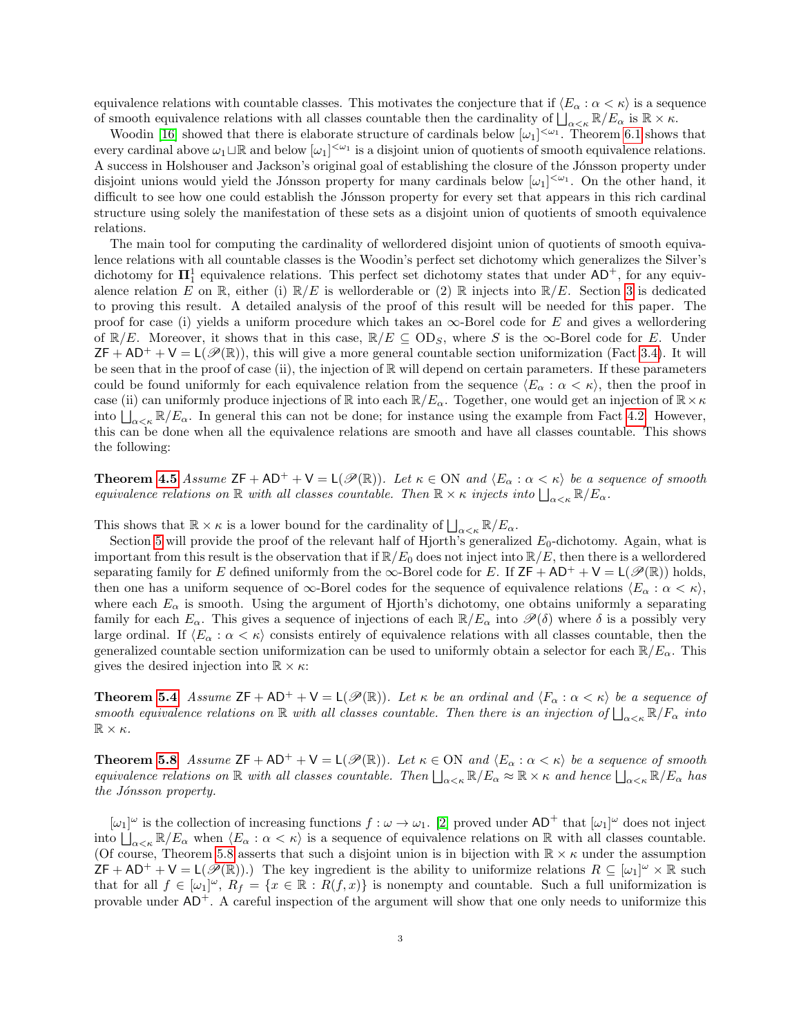equivalence relations with countable classes. This motivates the conjecture that if $\langle E_\alpha : \alpha < \kappa \rangle$ is a sequence of smooth equivalence relations with all classes countable then the cardinality of $\bigsqcup_{\alpha<\kappa} \mathbb{R}/E_\alpha$ is $\mathbb{R} \times \kappa$.

Woodin [16] showed that there is elaborate structure of cardinals below $[\omega_1]^{<\omega_1}$. Theorem 6.1 shows that every cardinal above $\omega_1 \sqcup \mathbb{R}$ and below $[\omega_1]^{<\omega_1}$ is a disjoint union of quotients of smooth equivalence relations. A success in Holshouser and Jackson's original goal of establishing the closure of the Jónsson property under disjoint unions would yield the Jónsson property for many cardinals below $[\omega_1]^{<\omega_1}$. On the other hand, it difficult to see how one could establish the Jónsson property for every set that appears in this rich cardinal structure using solely the manifestation of these sets as a disjoint union of quotients of smooth equivalence relations.

The main tool for computing the cardinality of wellordered disjoint union of quotients of smooth equivalence relations with all countable classes is the Woodin's perfect set dichotomy which generalizes the Silver's dichotomy for $\mathbf{\Pi}^1_1$ equivalence relations. This perfect set dichotomy states that under $\mathsf{AD}^+$, for any equivalence relation $E$ on $\mathbb{R}$, either (i) $\mathbb{R}/E$ is wellorderable or (2) $\mathbb{R}$ injects into $\mathbb{R}/E$. Section 3 is dedicated to proving this result. A detailed analysis of the proof of this result will be needed for this paper. The proof for case (i) yields a uniform procedure which takes an $\infty$-Borel code for $E$ and gives a wellordering of $\mathbb{R}/E$. Moreover, it shows that in this case, $\mathbb{R}/E \subseteq \mathrm{OD}_S$, where $S$ is the $\infty$-Borel code for $E$. Under $\mathsf{ZF} + \mathsf{AD}^+ + \mathsf{V} = \mathsf{L}(\mathscr{P}(\mathbb{R}))$, this will give a more general countable section uniformization (Fact 3.4). It will be seen that in the proof of case (ii), the injection of $\mathbb{R}$ will depend on certain parameters. If these parameters could be found uniformly for each equivalence relation from the sequence $\langle E_\alpha : \alpha < \kappa \rangle$, then the proof in case (ii) can uniformly produce injections of $\mathbb{R}$ into each $\mathbb{R}/E_\alpha$. Together, one would get an injection of $\mathbb{R} \times \kappa$ into $\bigsqcup_{\alpha<\kappa} \mathbb{R}/E_\alpha$. In general this can not be done; for instance using the example from Fact 4.2. However, this can be done when all the equivalence relations are smooth and have all classes countable. This shows the following:

**Theorem 4.5** *Assume $\mathsf{ZF} + \mathsf{AD}^+ + \mathsf{V} = \mathsf{L}(\mathscr{P}(\mathbb{R}))$. Let $\kappa \in \mathrm{ON}$ and $\langle E_\alpha : \alpha < \kappa \rangle$ be a sequence of smooth equivalence relations on $\mathbb{R}$ with all classes countable. Then $\mathbb{R} \times \kappa$ injects into $\bigsqcup_{\alpha<\kappa} \mathbb{R}/E_\alpha$.*

This shows that $\mathbb{R} \times \kappa$ is a lower bound for the cardinality of $\bigsqcup_{\alpha<\kappa} \mathbb{R}/E_\alpha$.

Section 5 will provide the proof of the relevant half of Hjorth's generalized $E_0$-dichotomy. Again, what is important from this result is the observation that if $\mathbb{R}/E_0$ does not inject into $\mathbb{R}/E$, then there is a wellordered separating family for $E$ defined uniformly from the $\infty$-Borel code for $E$. If $\mathsf{ZF} + \mathsf{AD}^+ + \mathsf{V} = \mathsf{L}(\mathscr{P}(\mathbb{R}))$ holds, then one has a uniform sequence of $\infty$-Borel codes for the sequence of equivalence relations $\langle E_\alpha : \alpha < \kappa \rangle$, where each $E_\alpha$ is smooth. Using the argument of Hjorth's dichotomy, one obtains uniformly a separating family for each $E_\alpha$. This gives a sequence of injections of each $\mathbb{R}/E_\alpha$ into $\mathscr{P}(\delta)$ where $\delta$ is a possibly very large ordinal. If $\langle E_\alpha : \alpha < \kappa \rangle$ consists entirely of equivalence relations with all classes countable, then the generalized countable section uniformization can be used to uniformly obtain a selector for each $\mathbb{R}/E_\alpha$. This gives the desired injection into $\mathbb{R} \times \kappa$:

**Theorem 5.4** *Assume $\mathsf{ZF} + \mathsf{AD}^+ + \mathsf{V} = \mathsf{L}(\mathscr{P}(\mathbb{R}))$. Let $\kappa$ be an ordinal and $\langle F_\alpha : \alpha < \kappa \rangle$ be a sequence of smooth equivalence relations on $\mathbb{R}$ with all classes countable. Then there is an injection of $\bigsqcup_{\alpha<\kappa} \mathbb{R}/F_\alpha$ into $\mathbb{R} \times \kappa$.*

**Theorem 5.8** *Assume $\mathsf{ZF} + \mathsf{AD}^+ + \mathsf{V} = \mathsf{L}(\mathscr{P}(\mathbb{R}))$. Let $\kappa \in \mathrm{ON}$ and $\langle E_\alpha : \alpha < \kappa \rangle$ be a sequence of smooth equivalence relations on $\mathbb{R}$ with all classes countable. Then $\bigsqcup_{\alpha<\kappa} \mathbb{R}/E_\alpha \approx \mathbb{R} \times \kappa$ and hence $\bigsqcup_{\alpha<\kappa} \mathbb{R}/E_\alpha$ has the Jónsson property.*

$[\omega_1]^\omega$ is the collection of increasing functions $f : \omega \to \omega_1$. [2] proved under $\mathsf{AD}^+$ that $[\omega_1]^\omega$ does not inject into $\bigsqcup_{\alpha<\kappa} \mathbb{R}/E_\alpha$ when $\langle E_\alpha : \alpha < \kappa \rangle$ is a sequence of equivalence relations on $\mathbb{R}$ with all classes countable. (Of course, Theorem 5.8 asserts that such a disjoint union is in bijection with $\mathbb{R} \times \kappa$ under the assumption $\mathsf{ZF} + \mathsf{AD}^+ + \mathsf{V} = \mathsf{L}(\mathscr{P}(\mathbb{R}))$.) The key ingredient is the ability to uniformize relations $R \subseteq [\omega_1]^\omega \times \mathbb{R}$ such that for all $f \in [\omega_1]^\omega$, $R_f = \{x \in \mathbb{R} : R(f, x)\}$ is nonempty and countable. Such a full uniformization is provable under $\mathsf{AD}^+$. A careful inspection of the argument will show that one only needs to uniformize this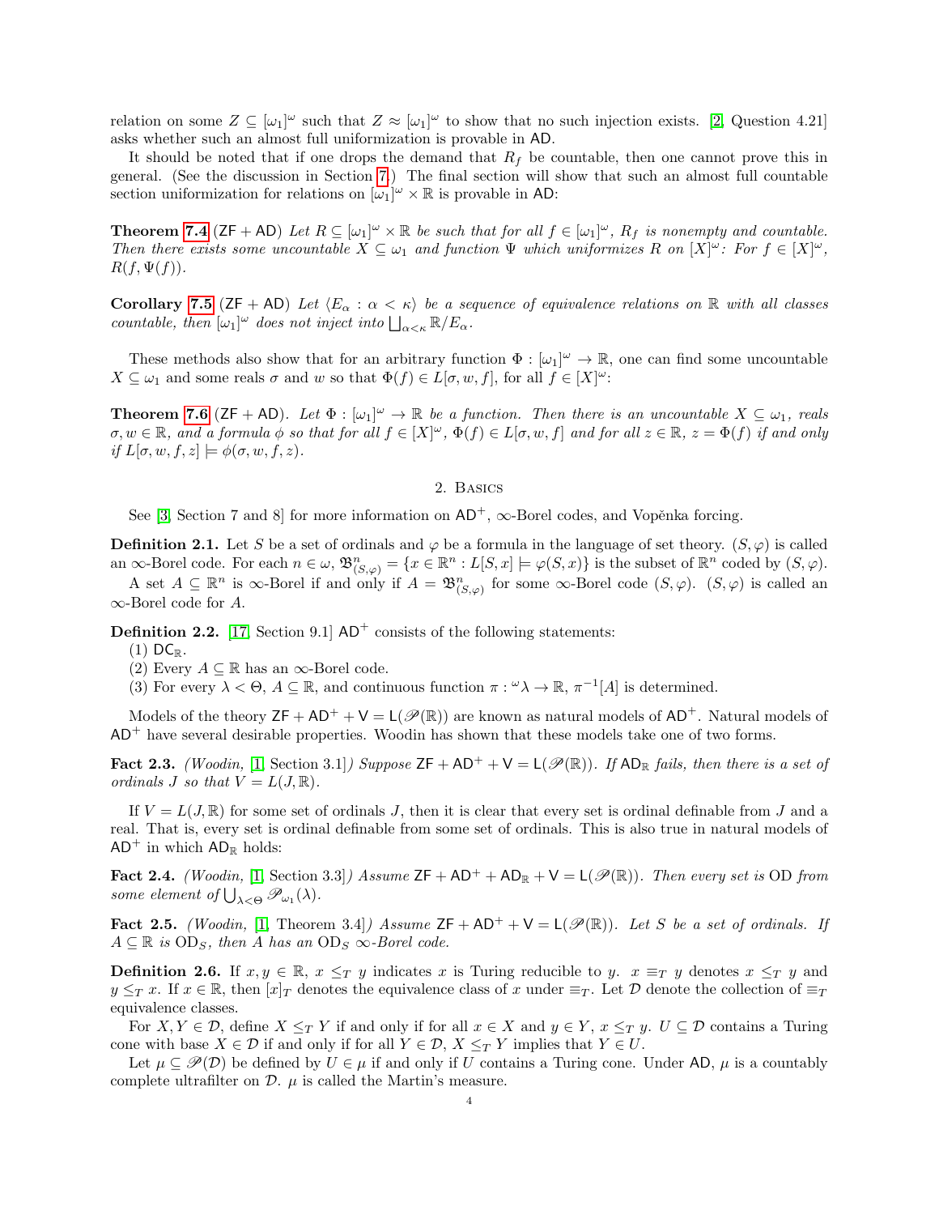relation on some $Z \subseteq [\omega_1]^\omega$ such that $Z \approx [\omega_1]^\omega$ to show that no such injection exists. [2, Question 4.21] asks whether such an almost full uniformization is provable in $\mathsf{AD}$.

It should be noted that if one drops the demand that $R_f$ be countable, then one cannot prove this in general. (See the discussion in Section 7.) The final section will show that such an almost full countable section uniformization for relations on $[\omega_1]^\omega \times \mathbb{R}$ is provable in $\mathsf{AD}$:

**Theorem 7.4** ($\mathsf{ZF} + \mathsf{AD}$) *Let $R \subseteq [\omega_1]^\omega \times \mathbb{R}$ be such that for all $f \in [\omega_1]^\omega$, $R_f$ is nonempty and countable. Then there exists some uncountable $X \subseteq \omega_1$ and function $\Psi$ which uniformizes $R$ on $[X]^\omega$: For $f \in [X]^\omega$, $R(f, \Psi(f))$.*

**Corollary 7.5** ($\mathsf{ZF} + \mathsf{AD}$) *Let $\langle E_\alpha : \alpha < \kappa \rangle$ be a sequence of equivalence relations on $\mathbb{R}$ with all classes countable, then $[\omega_1]^\omega$ does not inject into $\bigsqcup_{\alpha < \kappa} \mathbb{R}/E_\alpha$.*

These methods also show that for an arbitrary function $\Phi : [\omega_1]^\omega \to \mathbb{R}$, one can find some uncountable $X \subseteq \omega_1$ and some reals $\sigma$ and $w$ so that $\Phi(f) \in L[\sigma, w, f]$, for all $f \in [X]^\omega$:

**Theorem 7.6** ($\mathsf{ZF} + \mathsf{AD}$). *Let $\Phi : [\omega_1]^\omega \to \mathbb{R}$ be a function. Then there is an uncountable $X \subseteq \omega_1$, reals $\sigma, w \in \mathbb{R}$, and a formula $\phi$ so that for all $f \in [X]^\omega$, $\Phi(f) \in L[\sigma, w, f]$ and for all $z \in \mathbb{R}$, $z = \Phi(f)$ if and only if $L[\sigma, w, f, z] \models \phi(\sigma, w, f, z)$.*

## 2. Basics

See [3, Section 7 and 8] for more information on $\mathsf{AD}^+$, $\infty$-Borel codes, and Vopěnka forcing.

**Definition 2.1.** Let $S$ be a set of ordinals and $\varphi$ be a formula in the language of set theory. $(S, \varphi)$ is called an $\infty$-Borel code. For each $n \in \omega$, $\mathfrak{B}^n_{(S,\varphi)} = \{x \in \mathbb{R}^n : L[S, x] \models \varphi(S, x)\}$ is the subset of $\mathbb{R}^n$ coded by $(S, \varphi)$.

A set $A \subseteq \mathbb{R}^n$ is $\infty$-Borel if and only if $A = \mathfrak{B}^n_{(S,\varphi)}$ for some $\infty$-Borel code $(S, \varphi)$. $(S, \varphi)$ is called an $\infty$-Borel code for $A$.

**Definition 2.2.** [17, Section 9.1] $\mathsf{AD}^+$ consists of the following statements:

(1) $\mathsf{DC}_\mathbb{R}$.
(2) Every $A \subseteq \mathbb{R}$ has an $\infty$-Borel code.
(3) For every $\lambda < \Theta$, $A \subseteq \mathbb{R}$, and continuous function $\pi : {}^\omega\lambda \to \mathbb{R}$, $\pi^{-1}[A]$ is determined.

Models of the theory $\mathsf{ZF} + \mathsf{AD}^+ + \mathsf{V} = \mathsf{L}(\mathscr{P}(\mathbb{R}))$ are known as natural models of $\mathsf{AD}^+$. Natural models of $\mathsf{AD}^+$ have several desirable properties. Woodin has shown that these models take one of two forms.

**Fact 2.3.** *(Woodin, [1, Section 3.1]) Suppose $\mathsf{ZF} + \mathsf{AD}^+ + \mathsf{V} = \mathsf{L}(\mathscr{P}(\mathbb{R}))$. If $\mathsf{AD}_\mathbb{R}$ fails, then there is a set of ordinals $J$ so that $V = L(J, \mathbb{R})$.*

If $V = L(J, \mathbb{R})$ for some set of ordinals $J$, then it is clear that every set is ordinal definable from $J$ and a real. That is, every set is ordinal definable from some set of ordinals. This is also true in natural models of $\mathsf{AD}^+$ in which $\mathsf{AD}_\mathbb{R}$ holds:

**Fact 2.4.** *(Woodin, [1, Section 3.3]) Assume $\mathsf{ZF} + \mathsf{AD}^+ + \mathsf{AD}_\mathbb{R} + \mathsf{V} = \mathsf{L}(\mathscr{P}(\mathbb{R}))$. Then every set is OD from some element of $\bigcup_{\lambda < \Theta} \mathscr{P}_{\omega_1}(\lambda)$.*

**Fact 2.5.** *(Woodin, [1, Theorem 3.4]) Assume $\mathsf{ZF} + \mathsf{AD}^+ + \mathsf{V} = \mathsf{L}(\mathscr{P}(\mathbb{R}))$. Let $S$ be a set of ordinals. If $A \subseteq \mathbb{R}$ is $\mathrm{OD}_S$, then $A$ has an $\mathrm{OD}_S$ $\infty$-Borel code.*

**Definition 2.6.** If $x, y \in \mathbb{R}$, $x \leq_T y$ indicates $x$ is Turing reducible to $y$. $x \equiv_T y$ denotes $x \leq_T y$ and $y \leq_T x$. If $x \in \mathbb{R}$, then $[x]_T$ denotes the equivalence class of $x$ under $\equiv_T$. Let $\mathcal{D}$ denote the collection of $\equiv_T$ equivalence classes.

For $X, Y \in \mathcal{D}$, define $X \leq_T Y$ if and only if for all $x \in X$ and $y \in Y$, $x \leq_T y$. $U \subseteq \mathcal{D}$ contains a Turing cone with base $X \in \mathcal{D}$ if and only if for all $Y \in \mathcal{D}$, $X \leq_T Y$ implies that $Y \in U$.

Let $\mu \subseteq \mathscr{P}(\mathcal{D})$ be defined by $U \in \mu$ if and only if $U$ contains a Turing cone. Under $\mathsf{AD}$, $\mu$ is a countably complete ultrafilter on $\mathcal{D}$. $\mu$ is called the Martin's measure.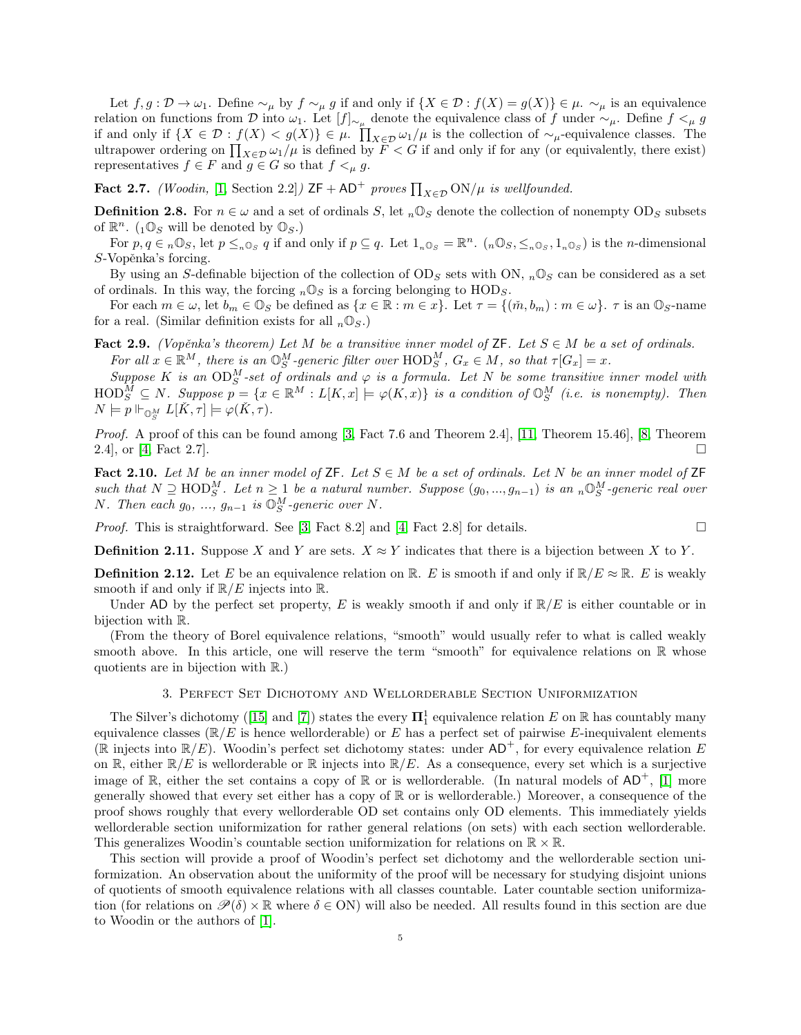Let $f, g : \mathcal{D} \to \omega_1$. Define $\sim_\mu$ by $f \sim_\mu g$ if and only if $\{X \in \mathcal{D} : f(X) = g(X)\} \in \mu$. $\sim_\mu$ is an equivalence relation on functions from $\mathcal{D}$ into $\omega_1$. Let $[f]_{\sim_\mu}$ denote the equivalence class of $f$ under $\sim_\mu$. Define $f <_\mu g$ if and only if $\{X \in \mathcal{D} : f(X) < g(X)\} \in \mu$. $\prod_{X \in \mathcal{D}} \omega_1/\mu$ is the collection of $\sim_\mu$-equivalence classes. The ultrapower ordering on $\prod_{X \in \mathcal{D}} \omega_1/\mu$ is defined by $F < G$ if and only if for any (or equivalently, there exist) representatives $f \in F$ and $g \in G$ so that $f <_\mu g$.

**Fact 2.7.** *(Woodin, [1, Section 2.2]) $\mathsf{ZF} + \mathsf{AD}^+$ proves $\prod_{X \in \mathcal{D}} \mathrm{ON}/\mu$ is wellfounded.*

**Definition 2.8.** For $n \in \omega$ and a set of ordinals $S$, let ${}_n\mathbb{O}_S$ denote the collection of nonempty $\mathrm{OD}_S$ subsets of $\mathbb{R}^n$. (${}_1\mathbb{O}_S$ will be denoted by $\mathbb{O}_S$.)

For $p, q \in {}_n\mathbb{O}_S$, let $p \leq_{{}_n\mathbb{O}_S} q$ if and only if $p \subseteq q$. Let $1_{{}_n\mathbb{O}_S} = \mathbb{R}^n$. $({}_n\mathbb{O}_S, \leq_{{}_n\mathbb{O}_S}, 1_{{}_n\mathbb{O}_S})$ is the $n$-dimensional $S$-Vopěnka's forcing.

By using an $S$-definable bijection of the collection of $\mathrm{OD}_S$ sets with ON, ${}_n\mathbb{O}_S$ can be considered as a set of ordinals. In this way, the forcing ${}_n\mathbb{O}_S$ is a forcing belonging to $\mathrm{HOD}_S$.

For each $m \in \omega$, let $b_m \in \mathbb{O}_S$ be defined as $\{x \in \mathbb{R} : m \in x\}$. Let $\tau = \{(\check{m}, b_m) : m \in \omega\}$. $\tau$ is an $\mathbb{O}_S$-name for a real. (Similar definition exists for all ${}_n\mathbb{O}_S$.)

**Fact 2.9.** *(Vopěnka's theorem) Let $M$ be a transitive inner model of $\mathsf{ZF}$. Let $S \in M$ be a set of ordinals.*

*For all $x \in \mathbb{R}^M$, there is an $\mathbb{O}_S^M$-generic filter over $\mathrm{HOD}_S^M$, $G_x \in M$, so that $\tau[G_x] = x$.*

*Suppose $K$ is an $\mathrm{OD}_S^M$-set of ordinals and $\varphi$ is a formula. Let $N$ be some transitive inner model with $\mathrm{HOD}_S^M \subseteq N$. Suppose $p = \{x \in \mathbb{R}^M : L[K, x] \models \varphi(K, x)\}$ is a condition of $\mathbb{O}_S^M$ (i.e. is nonempty). Then $N \models p \Vdash_{\mathbb{O}_S^M} L[\check{K}, \tau] \models \varphi(\check{K}, \tau)$.*

*Proof.* A proof of this can be found among [3, Fact 7.6 and Theorem 2.4], [11, Theorem 15.46], [8, Theorem 2.4], or [4, Fact 2.7]. □

**Fact 2.10.** *Let $M$ be an inner model of $\mathsf{ZF}$. Let $S \in M$ be a set of ordinals. Let $N$ be an inner model of $\mathsf{ZF}$ such that $N \supseteq \mathrm{HOD}_S^M$. Let $n \geq 1$ be a natural number. Suppose $(g_0, ..., g_{n-1})$ is an ${}_n\mathbb{O}_S^M$-generic real over $N$. Then each $g_0$, ..., $g_{n-1}$ is $\mathbb{O}_S^M$-generic over $N$.*

*Proof.* This is straightforward. See [3, Fact 8.2] and [4, Fact 2.8] for details. □

**Definition 2.11.** Suppose $X$ and $Y$ are sets. $X \approx Y$ indicates that there is a bijection between $X$ to $Y$.

**Definition 2.12.** Let $E$ be an equivalence relation on $\mathbb{R}$. $E$ is smooth if and only if $\mathbb{R}/E \approx \mathbb{R}$. $E$ is weakly smooth if and only if $\mathbb{R}/E$ injects into $\mathbb{R}$.

Under $\mathsf{AD}$ by the perfect set property, $E$ is weakly smooth if and only if $\mathbb{R}/E$ is either countable or in bijection with $\mathbb{R}$.

(From the theory of Borel equivalence relations, "smooth" would usually refer to what is called weakly smooth above. In this article, one will reserve the term "smooth" for equivalence relations on $\mathbb{R}$ whose quotients are in bijection with $\mathbb{R}$.)

## 3. Perfect Set Dichotomy and Wellorderable Section Uniformization

The Silver's dichotomy ([15] and [7]) states the every $\mathbf{\Pi}^1_1$ equivalence relation $E$ on $\mathbb{R}$ has countably many equivalence classes ($\mathbb{R}/E$ is hence wellorderable) or $E$ has a perfect set of pairwise $E$-inequivalent elements ($\mathbb{R}$ injects into $\mathbb{R}/E$). Woodin's perfect set dichotomy states: under $\mathsf{AD}^+$, for every equivalence relation $E$ on $\mathbb{R}$, either $\mathbb{R}/E$ is wellorderable or $\mathbb{R}$ injects into $\mathbb{R}/E$. As a consequence, every set which is a surjective image of $\mathbb{R}$, either the set contains a copy of $\mathbb{R}$ or is wellorderable. (In natural models of $\mathsf{AD}^+$, [1] more generally showed that every set either has a copy of $\mathbb{R}$ or is wellorderable.) Moreover, a consequence of the proof shows roughly that every wellorderable OD set contains only OD elements. This immediately yields wellorderable section uniformization for rather general relations (on sets) with each section wellorderable. This generalizes Woodin's countable section uniformization for relations on $\mathbb{R} \times \mathbb{R}$.

This section will provide a proof of Woodin's perfect set dichotomy and the wellorderable section uniformization. An observation about the uniformity of the proof will be necessary for studying disjoint unions of quotients of smooth equivalence relations with all classes countable. Later countable section uniformization (for relations on $\mathscr{P}(\delta) \times \mathbb{R}$ where $\delta \in \mathrm{ON}$) will also be needed. All results found in this section are due to Woodin or the authors of [1].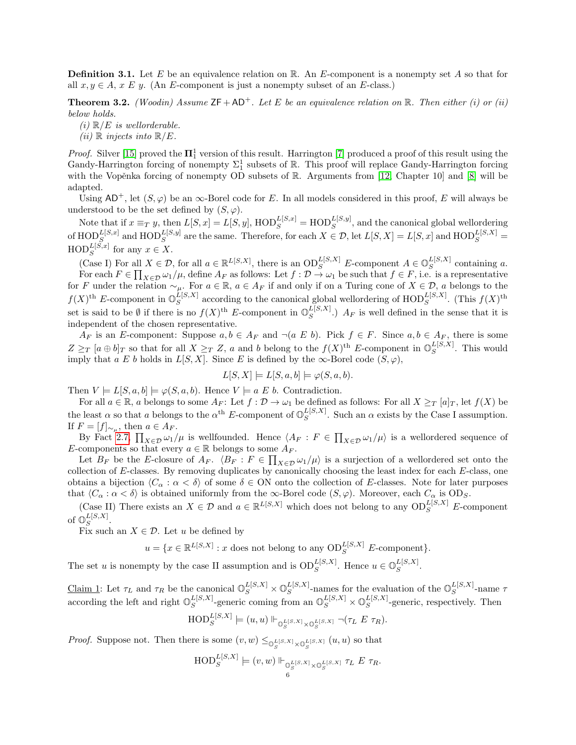**Definition 3.1.** Let $E$ be an equivalence relation on $\mathbb{R}$. An $E$-component is a nonempty set $A$ so that for all $x, y \in A$, $x \ E \ y$. (An $E$-component is just a nonempty subset of an $E$-class.)

**Theorem 3.2.** *(Woodin) Assume $\mathsf{ZF} + \mathsf{AD}^+$. Let $E$ be an equivalence relation on $\mathbb{R}$. Then either (i) or (ii) below holds.*

*(i) $\mathbb{R}/E$ is wellorderable.*

*(ii) $\mathbb{R}$ injects into $\mathbb{R}/E$.*

*Proof.* Silver [15] proved the $\mathbf{\Pi}^1_1$ version of this result. Harrington [7] produced a proof of this result using the Gandy-Harrington forcing of nonempty $\Sigma^1_1$ subsets of $\mathbb{R}$. This proof will replace Gandy-Harrington forcing with the Vopěnka forcing of nonempty OD subsets of $\mathbb{R}$. Arguments from [12, Chapter 10] and [8] will be adapted.

Using $\mathsf{AD}^+$, let $(S, \varphi)$ be an $\infty$-Borel code for $E$. In all models considered in this proof, $E$ will always be understood to be the set defined by $(S, \varphi)$.

Note that if $x \equiv_T y$, then $L[S,x] = L[S,y]$, $\text{HOD}_S^{L[S,x]} = \text{HOD}_S^{L[S,y]}$, and the canonical global wellordering of $\text{HOD}_S^{L[S,x]}$ and $\text{HOD}_S^{L[S,y]}$ are the same. Therefore, for each $X \in \mathcal{D}$, let $L[S,X] = L[S,x]$ and $\text{HOD}_S^{L[S,X]} = \text{HOD}_S^{L[S,x]}$ for any $x \in X$.

(Case I) For all $X \in \mathcal{D}$, for all $a \in \mathbb{R}^{L[S,X]}$, there is an $\text{OD}_S^{L[S,X]}$ $E$-component $A \in \mathbb{O}_S^{L[S,X]}$ containing $a$.

For each $F \in \prod_{X \in \mathcal{D}} \omega_1/\mu$, define $A_F$ as follows: Let $f : \mathcal{D} \to \omega_1$ be such that $f \in F$, i.e. is a representative for $F$ under the relation $\sim_\mu$. For $a \in \mathbb{R}$, $a \in A_F$ if and only if on a Turing cone of $X \in \mathcal{D}$, $a$ belongs to the $f(X)^{\text{th}}$ $E$-component in $\mathbb{O}_S^{L[S,X]}$ according to the canonical global wellordering of $\text{HOD}_S^{L[S,X]}$. (This $f(X)^{\text{th}}$ set is said to be $\emptyset$ if there is no $f(X)^{\text{th}}$ $E$-component in $\mathbb{O}_S^{L[S,X]}$.) $A_F$ is well defined in the sense that it is independent of the chosen representative.

$A_F$ is an $E$-component: Suppose $a, b \in A_F$ and $\neg(a \ E \ b)$. Pick $f \in F$. Since $a, b \in A_F$, there is some $Z \geq_T [a \oplus b]_T$ so that for all $X \geq_T Z$, $a$ and $b$ belong to the $f(X)^{\text{th}}$ $E$-component in $\mathbb{O}_S^{L[S,X]}$. This would imply that $a \ E \ b$ holds in $L[S,X]$. Since $E$ is defined by the $\infty$-Borel code $(S, \varphi)$,

$$L[S,X] \models L[S,a,b] \models \varphi(S,a,b).$$

Then $V \models L[S,a,b] \models \varphi(S,a,b)$. Hence $V \models a \ E \ b$. Contradiction.

For all $a \in \mathbb{R}$, $a$ belongs to some $A_F$: Let $f : \mathcal{D} \to \omega_1$ be defined as follows: For all $X \geq_T [a]_T$, let $f(X)$ be the least $\alpha$ so that $a$ belongs to the $\alpha^{\text{th}}$ $E$-component of $\mathbb{O}_S^{L[S,X]}$. Such an $\alpha$ exists by the Case I assumption. If $F = [f]_{\sim_\mu}$, then $a \in A_F$.

By Fact 2.7, $\prod_{X \in \mathcal{D}} \omega_1/\mu$ is wellfounded. Hence $\langle A_F : F \in \prod_{X \in \mathcal{D}} \omega_1/\mu \rangle$ is a wellordered sequence of $E$-components so that every $a \in \mathbb{R}$ belongs to some $A_F$.

Let $B_F$ be the $E$-closure of $A_F$. $\langle B_F : F \in \prod_{X \in \mathcal{D}} \omega_1/\mu \rangle$ is a surjection of a wellordered set onto the collection of $E$-classes. By removing duplicates by canonically choosing the least index for each $E$-class, one obtains a bijection $\langle C_\alpha : \alpha < \delta \rangle$ of some $\delta \in \text{ON}$ onto the collection of $E$-classes. Note for later purposes that $\langle C_\alpha : \alpha < \delta \rangle$ is obtained uniformly from the $\infty$-Borel code $(S, \varphi)$. Moreover, each $C_\alpha$ is $\text{OD}_S$.

(Case II) There exists an $X \in \mathcal{D}$ and $a \in \mathbb{R}^{L[S,X]}$ which does not belong to any $\text{OD}_S^{L[S,X]}$ $E$-component of $\mathbb{O}_S^{L[S,X]}$.

Fix such an $X \in \mathcal{D}$. Let $u$ be defined by

$$u = \{x \in \mathbb{R}^{L[S,X]} : x \text{ does not belong to any } \text{OD}_S^{L[S,X]} \ E\text{-component}\}.$$

The set $u$ is nonempty by the case II assumption and is $\text{OD}_S^{L[S,X]}$. Hence $u \in \mathbb{O}_S^{L[S,X]}$.

Claim 1: Let $\tau_L$ and $\tau_R$ be the canonical $\mathbb{O}_S^{L[S,X]} \times \mathbb{O}_S^{L[S,X]}$-names for the evaluation of the $\mathbb{O}_S^{L[S,X]}$-name $\tau$ according the left and right $\mathbb{O}_S^{L[S,X]}$-generic coming from an $\mathbb{O}_S^{L[S,X]} \times \mathbb{O}_S^{L[S,X]}$-generic, respectively. Then

$$\text{HOD}_S^{L[S,X]} \models (u,u) \Vdash_{\mathbb{O}_S^{L[S,X]} \times \mathbb{O}_S^{L[S,X]}} \neg(\tau_L \ E \ \tau_R).$$

*Proof.* Suppose not. Then there is some $(v,w) \leq_{\mathbb{O}_S^{L[S,X]} \times \mathbb{O}_S^{L[S,X]}} (u,u)$ so that

$$\text{HOD}_S^{L[S,X]} \models (v,w) \Vdash_{\mathbb{O}_S^{L[S,X]} \times \mathbb{O}_S^{L[S,X]}} \tau_L \ E \ \tau_R.$$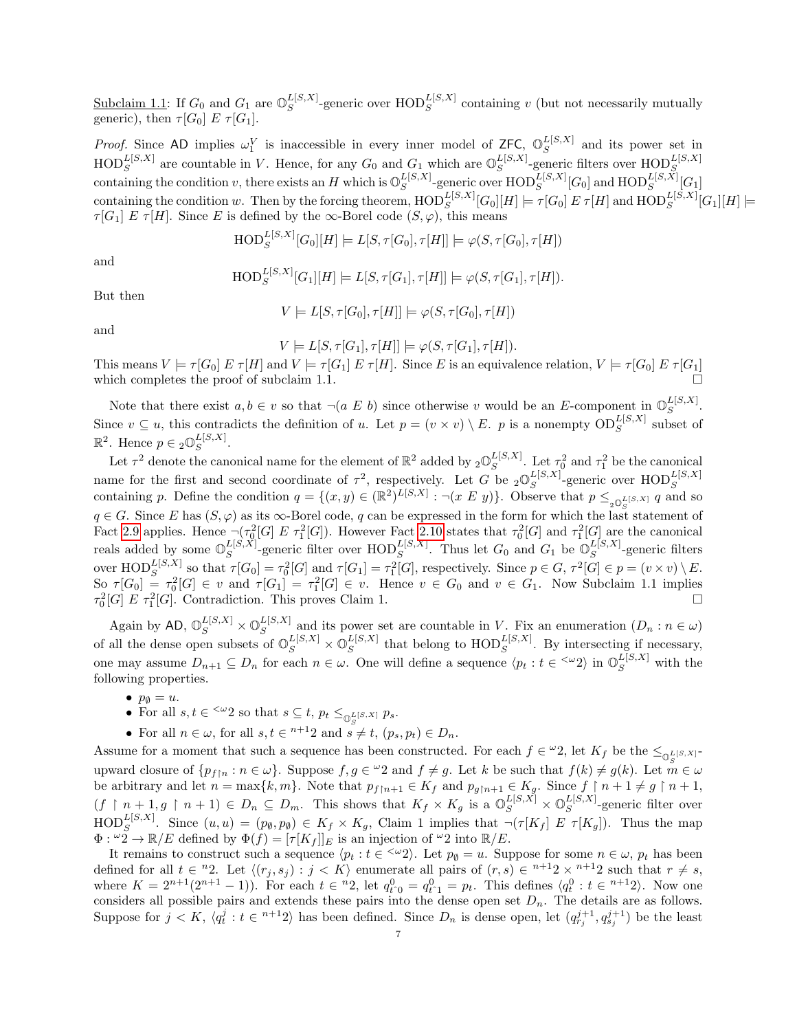Subclaim 1.1: If $G_0$ and $G_1$ are $\mathbb{O}_S^{L[S,X]}$-generic over $\mathrm{HOD}_S^{L[S,X]}$ containing $v$ (but not necessarily mutually generic), then $\tau[G_0]\ E\ \tau[G_1]$.

*Proof.* Since $\mathsf{AD}$ implies $\omega_1^V$ is inaccessible in every inner model of $\mathsf{ZFC}$, $\mathbb{O}_S^{L[S,X]}$ and its power set in $\mathrm{HOD}_S^{L[S,X]}$ are countable in $V$. Hence, for any $G_0$ and $G_1$ which are $\mathbb{O}_S^{L[S,X]}$-generic filters over $\mathrm{HOD}_S^{L[S,X]}$ containing the condition $v$, there exists an $H$ which is $\mathbb{O}_S^{L[S,X]}$-generic over $\mathrm{HOD}_S^{L[S,X]}[G_0]$ and $\mathrm{HOD}_S^{L[S,X]}[G_1]$ containing the condition $w$. Then by the forcing theorem, $\mathrm{HOD}_S^{L[S,X]}[G_0][H] \models \tau[G_0]\ E\ \tau[H]$ and $\mathrm{HOD}_S^{L[S,X]}[G_1][H] \models \tau[G_1]\ E\ \tau[H]$. Since $E$ is defined by the $\infty$-Borel code $(S,\varphi)$, this means

$$\mathrm{HOD}_S^{L[S,X]}[G_0][H] \models L[S,\tau[G_0],\tau[H]] \models \varphi(S,\tau[G_0],\tau[H])$$

and

$$\mathrm{HOD}_S^{L[S,X]}[G_1][H] \models L[S,\tau[G_1],\tau[H]] \models \varphi(S,\tau[G_1],\tau[H]).$$

But then

$$V \models L[S,\tau[G_0],\tau[H]] \models \varphi(S,\tau[G_0],\tau[H])$$

and

$$V \models L[S,\tau[G_1],\tau[H]] \models \varphi(S,\tau[G_1],\tau[H]).$$

This means $V \models \tau[G_0]\ E\ \tau[H]$ and $V \models \tau[G_1]\ E\ \tau[H]$. Since $E$ is an equivalence relation, $V \models \tau[G_0]\ E\ \tau[G_1]$ which completes the proof of subclaim 1.1. □

Note that there exist $a, b \in v$ so that $\neg(a\ E\ b)$ since otherwise $v$ would be an $E$-component in $\mathbb{O}_S^{L[S,X]}$. Since $v \subseteq u$, this contradicts the definition of $u$. Let $p = (v \times v) \setminus E$. $p$ is a nonempty $\mathrm{OD}_S^{L[S,X]}$ subset of $\mathbb{R}^2$. Hence $p \in {}_2\mathbb{O}_S^{L[S,X]}$.

Let $\tau^2$ denote the canonical name for the element of $\mathbb{R}^2$ added by ${}_2\mathbb{O}_S^{L[S,X]}$. Let $\tau^2_0$ and $\tau^2_1$ be the canonical name for the first and second coordinate of $\tau^2$, respectively. Let $G$ be ${}_2\mathbb{O}_S^{L[S,X]}$-generic over $\mathrm{HOD}_S^{L[S,X]}$ containing $p$. Define the condition $q = \{(x,y) \in (\mathbb{R}^2)^{L[S,X]} : \neg(x\ E\ y)\}$. Observe that $p \leq_{{}_2\mathbb{O}_S^{L[S,X]}} q$ and so $q \in G$. Since $E$ has $(S,\varphi)$ as its $\infty$-Borel code, $q$ can be expressed in the form for which the last statement of Fact 2.9 applies. Hence $\neg(\tau^2_0[G]\ E\ \tau^2_1[G])$. However Fact 2.10 states that $\tau^2_0[G]$ and $\tau^2_1[G]$ are the canonical reals added by some $\mathbb{O}_S^{L[S,X]}$-generic filter over $\mathrm{HOD}_S^{L[S,X]}$. Thus let $G_0$ and $G_1$ be $\mathbb{O}_S^{L[S,X]}$-generic filters over $\mathrm{HOD}_S^{L[S,X]}$ so that $\tau[G_0] = \tau^2_0[G]$ and $\tau[G_1] = \tau^2_1[G]$, respectively. Since $p \in G$, $\tau^2[G] \in p = (v \times v) \setminus E$. So $\tau[G_0] = \tau^2_0[G] \in v$ and $\tau[G_1] = \tau^2_1[G] \in v$. Hence $v \in G_0$ and $v \in G_1$. Now Subclaim 1.1 implies $\tau^2_0[G]\ E\ \tau^2_1[G]$. Contradiction. This proves Claim 1. □

Again by $\mathsf{AD}$, $\mathbb{O}_S^{L[S,X]} \times \mathbb{O}_S^{L[S,X]}$ and its power set are countable in $V$. Fix an enumeration $(D_n : n \in \omega)$ of all the dense open subsets of $\mathbb{O}_S^{L[S,X]} \times \mathbb{O}_S^{L[S,X]}$ that belong to $\mathrm{HOD}_S^{L[S,X]}$. By intersecting if necessary, one may assume $D_{n+1} \subseteq D_n$ for each $n \in \omega$. One will define a sequence $\langle p_t : t \in {}^{<\omega}2\rangle$ in $\mathbb{O}_S^{L[S,X]}$ with the following properties.

- $p_\emptyset = u$.
- For all $s, t \in {}^{<\omega}2$ so that $s \subseteq t$, $p_t \leq_{\mathbb{O}_S^{L[S,X]}} p_s$.
- For all $n \in \omega$, for all $s, t \in {}^{n+1}2$ and $s \neq t$, $(p_s, p_t) \in D_n$.

Assume for a moment that such a sequence has been constructed. For each $f \in {}^\omega 2$, let $K_f$ be the $\leq_{\mathbb{O}_S^{L[S,X]}}$-upward closure of $\{p_{f\restriction n} : n \in \omega\}$. Suppose $f, g \in {}^\omega 2$ and $f \neq g$. Let $k$ be such that $f(k) \neq g(k)$. Let $m \in \omega$ be arbitrary and let $n = \max\{k, m\}$. Note that $p_{f\restriction n+1} \in K_f$ and $p_{g\restriction n+1} \in K_g$. Since $f \restriction n+1 \neq g \restriction n+1$, $(f \restriction n+1, g \restriction n+1) \in D_n \subseteq D_m$. This shows that $K_f \times K_g$ is a $\mathbb{O}_S^{L[S,X]} \times \mathbb{O}_S^{L[S,X]}$-generic filter over $\mathrm{HOD}_S^{L[S,X]}$. Since $(u,u) = (p_\emptyset, p_\emptyset) \in K_f \times K_g$, Claim 1 implies that $\neg(\tau[K_f]\ E\ \tau[K_g])$. Thus the map $\Phi : {}^\omega 2 \to \mathbb{R}/E$ defined by $\Phi(f) = [\tau[K_f]]_E$ is an injection of ${}^\omega 2$ into $\mathbb{R}/E$.

It remains to construct such a sequence $\langle p_t : t \in {}^{<\omega}2\rangle$. Let $p_\emptyset = u$. Suppose for some $n \in \omega$, $p_t$ has been defined for all $t \in {}^n 2$. Let $\langle (r_j, s_j) : j < K\rangle$ enumerate all pairs of $(r,s) \in {}^{n+1}2 \times {}^{n+1}2$ such that $r \neq s$, where $K = 2^{n+1}(2^{n+1}-1)$). For each $t \in {}^n 2$, let $q^0_{t\hat{}0} = q^0_{t\hat{}1} = p_t$. This defines $\langle q^0_t : t \in {}^{n+1}2\rangle$. Now one considers all possible pairs and extends these pairs into the dense open set $D_n$. The details are as follows. Suppose for $j < K$, $\langle q^j_t : t \in {}^{n+1}2\rangle$ has been defined. Since $D_n$ is dense open, let $(q^{j+1}_{r_j}, q^{j+1}_{s_j})$ be the least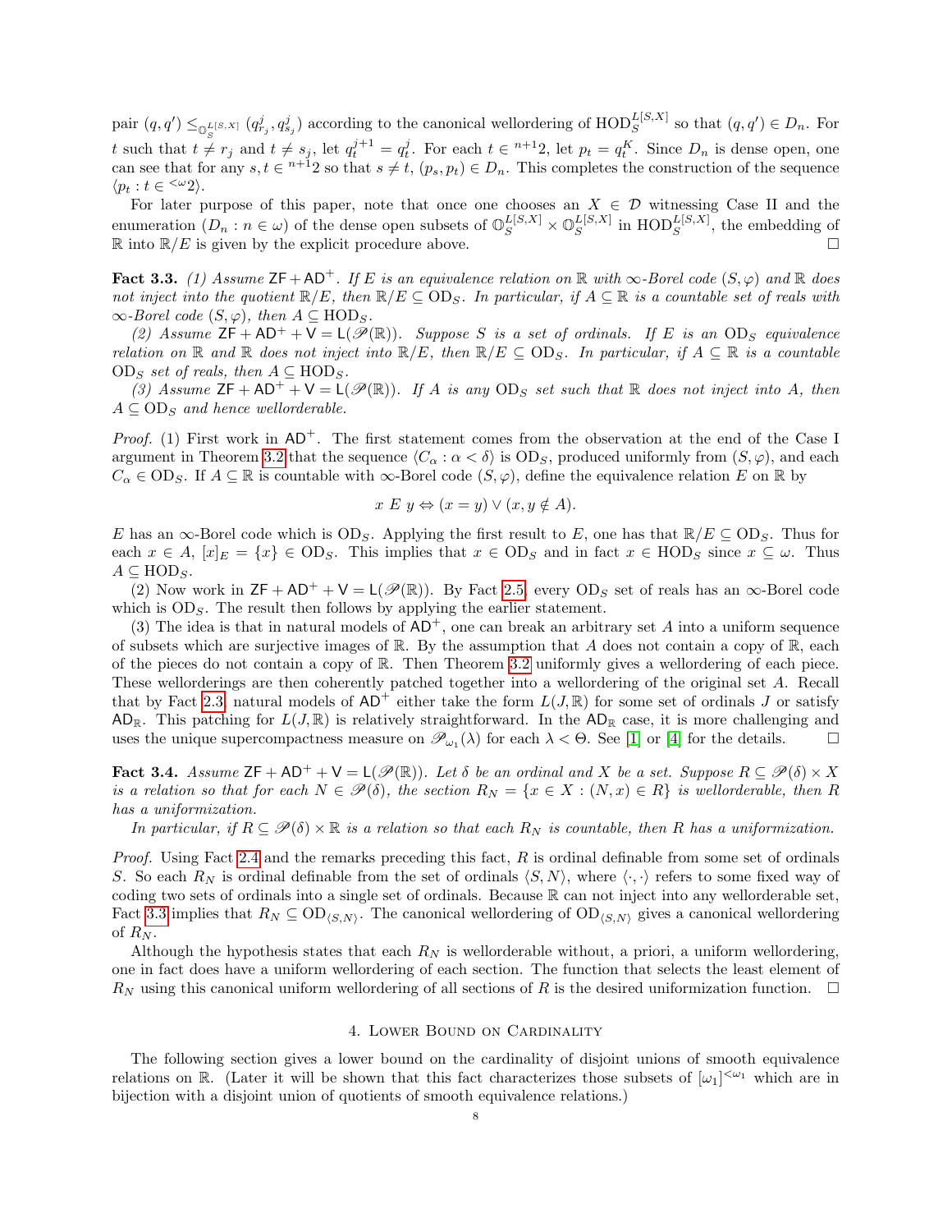pair $(q, q') \leq_{\mathbb{O}_S^{L[S,X]}} (q^j_{r_j}, q^j_{s_j})$ according to the canonical wellordering of $\mathrm{HOD}_S^{L[S,X]}$ so that $(q, q') \in D_n$. For $t$ such that $t \neq r_j$ and $t \neq s_j$, let $q^{j+1}_t = q^j_t$. For each $t \in {}^{n+1}2$, let $p_t = q^K_t$. Since $D_n$ is dense open, one can see that for any $s, t \in {}^{n+1}2$ so that $s \neq t$, $(p_s, p_t) \in D_n$. This completes the construction of the sequence $\langle p_t : t \in {}^{<\omega}2\rangle$.

For later purpose of this paper, note that once one chooses an $X \in \mathcal{D}$ witnessing Case II and the enumeration $(D_n : n \in \omega)$ of the dense open subsets of $\mathbb{O}_S^{L[S,X]} \times \mathbb{O}_S^{L[S,X]}$ in $\mathrm{HOD}_S^{L[S,X]}$, the embedding of $\mathbb{R}$ into $\mathbb{R}/E$ is given by the explicit procedure above. □

**Fact 3.3.** *(1) Assume $\mathsf{ZF} + \mathsf{AD}^+$. If $E$ is an equivalence relation on $\mathbb{R}$ with $\infty$-Borel code $(S, \varphi)$ and $\mathbb{R}$ does not inject into the quotient $\mathbb{R}/E$, then $\mathbb{R}/E \subseteq \mathrm{OD}_S$. In particular, if $A \subseteq \mathbb{R}$ is a countable set of reals with $\infty$-Borel code $(S, \varphi)$, then $A \subseteq \mathrm{HOD}_S$.*

*(2) Assume $\mathsf{ZF} + \mathsf{AD}^+ + \mathsf{V} = \mathsf{L}(\mathscr{P}(\mathbb{R}))$. Suppose $S$ is a set of ordinals. If $E$ is an $\mathrm{OD}_S$ equivalence relation on $\mathbb{R}$ and $\mathbb{R}$ does not inject into $\mathbb{R}/E$, then $\mathbb{R}/E \subseteq \mathrm{OD}_S$. In particular, if $A \subseteq \mathbb{R}$ is a countable $\mathrm{OD}_S$ set of reals, then $A \subseteq \mathrm{HOD}_S$.*

*(3) Assume $\mathsf{ZF} + \mathsf{AD}^+ + \mathsf{V} = \mathsf{L}(\mathscr{P}(\mathbb{R}))$. If $A$ is any $\mathrm{OD}_S$ set such that $\mathbb{R}$ does not inject into $A$, then $A \subseteq \mathrm{OD}_S$ and hence wellorderable.*

*Proof.* (1) First work in $\mathsf{AD}^+$. The first statement comes from the observation at the end of the Case I argument in Theorem 3.2 that the sequence $\langle C_\alpha : \alpha < \delta\rangle$ is $\mathrm{OD}_S$, produced uniformly from $(S, \varphi)$, and each $C_\alpha \in \mathrm{OD}_S$. If $A \subseteq \mathbb{R}$ is countable with $\infty$-Borel code $(S, \varphi)$, define the equivalence relation $E$ on $\mathbb{R}$ by

$$x \; E \; y \Leftrightarrow (x = y) \vee (x, y \notin A).$$

$E$ has an $\infty$-Borel code which is $\mathrm{OD}_S$. Applying the first result to $E$, one has that $\mathbb{R}/E \subseteq \mathrm{OD}_S$. Thus for each $x \in A$, $[x]_E = \{x\} \in \mathrm{OD}_S$. This implies that $x \in \mathrm{OD}_S$ and in fact $x \in \mathrm{HOD}_S$ since $x \subseteq \omega$. Thus $A \subseteq \mathrm{HOD}_S$.

(2) Now work in $\mathsf{ZF} + \mathsf{AD}^+ + \mathsf{V} = \mathsf{L}(\mathscr{P}(\mathbb{R}))$. By Fact 2.5, every $\mathrm{OD}_S$ set of reals has an $\infty$-Borel code which is $\mathrm{OD}_S$. The result then follows by applying the earlier statement.

(3) The idea is that in natural models of $\mathsf{AD}^+$, one can break an arbitrary set $A$ into a uniform sequence of subsets which are surjective images of $\mathbb{R}$. By the assumption that $A$ does not contain a copy of $\mathbb{R}$, each of the pieces do not contain a copy of $\mathbb{R}$. Then Theorem 3.2 uniformly gives a wellordering of each piece. These wellorderings are then coherently patched together into a wellordering of the original set $A$. Recall that by Fact 2.3, natural models of $\mathsf{AD}^+$ either take the form $L(J, \mathbb{R})$ for some set of ordinals $J$ or satisfy $\mathsf{AD}_\mathbb{R}$. This patching for $L(J, \mathbb{R})$ is relatively straightforward. In the $\mathsf{AD}_\mathbb{R}$ case, it is more challenging and uses the unique supercompactness measure on $\mathscr{P}_{\omega_1}(\lambda)$ for each $\lambda < \Theta$. See [1] or [4] for the details. □

**Fact 3.4.** *Assume $\mathsf{ZF} + \mathsf{AD}^+ + \mathsf{V} = \mathsf{L}(\mathscr{P}(\mathbb{R}))$. Let $\delta$ be an ordinal and $X$ be a set. Suppose $R \subseteq \mathscr{P}(\delta) \times X$ is a relation so that for each $N \in \mathscr{P}(\delta)$, the section $R_N = \{x \in X : (N, x) \in R\}$ is wellorderable, then $R$ has a uniformization.*

*In particular, if $R \subseteq \mathscr{P}(\delta) \times \mathbb{R}$ is a relation so that each $R_N$ is countable, then $R$ has a uniformization.*

*Proof.* Using Fact 2.4 and the remarks preceding this fact, $R$ is ordinal definable from some set of ordinals $S$. So each $R_N$ is ordinal definable from the set of ordinals $\langle S, N\rangle$, where $\langle \cdot, \cdot\rangle$ refers to some fixed way of coding two sets of ordinals into a single set of ordinals. Because $\mathbb{R}$ can not inject into any wellorderable set, Fact 3.3 implies that $R_N \subseteq \mathrm{OD}_{\langle S,N\rangle}$. The canonical wellordering of $\mathrm{OD}_{\langle S,N\rangle}$ gives a canonical wellordering of $R_N$.

Although the hypothesis states that each $R_N$ is wellorderable without, a priori, a uniform wellordering, one in fact does have a uniform wellordering of each section. The function that selects the least element of $R_N$ using this canonical uniform wellordering of all sections of $R$ is the desired uniformization function. □

## 4. Lower Bound on Cardinality

The following section gives a lower bound on the cardinality of disjoint unions of smooth equivalence relations on $\mathbb{R}$. (Later it will be shown that this fact characterizes those subsets of $[\omega_1]^{<\omega_1}$ which are in bijection with a disjoint union of quotients of smooth equivalence relations.)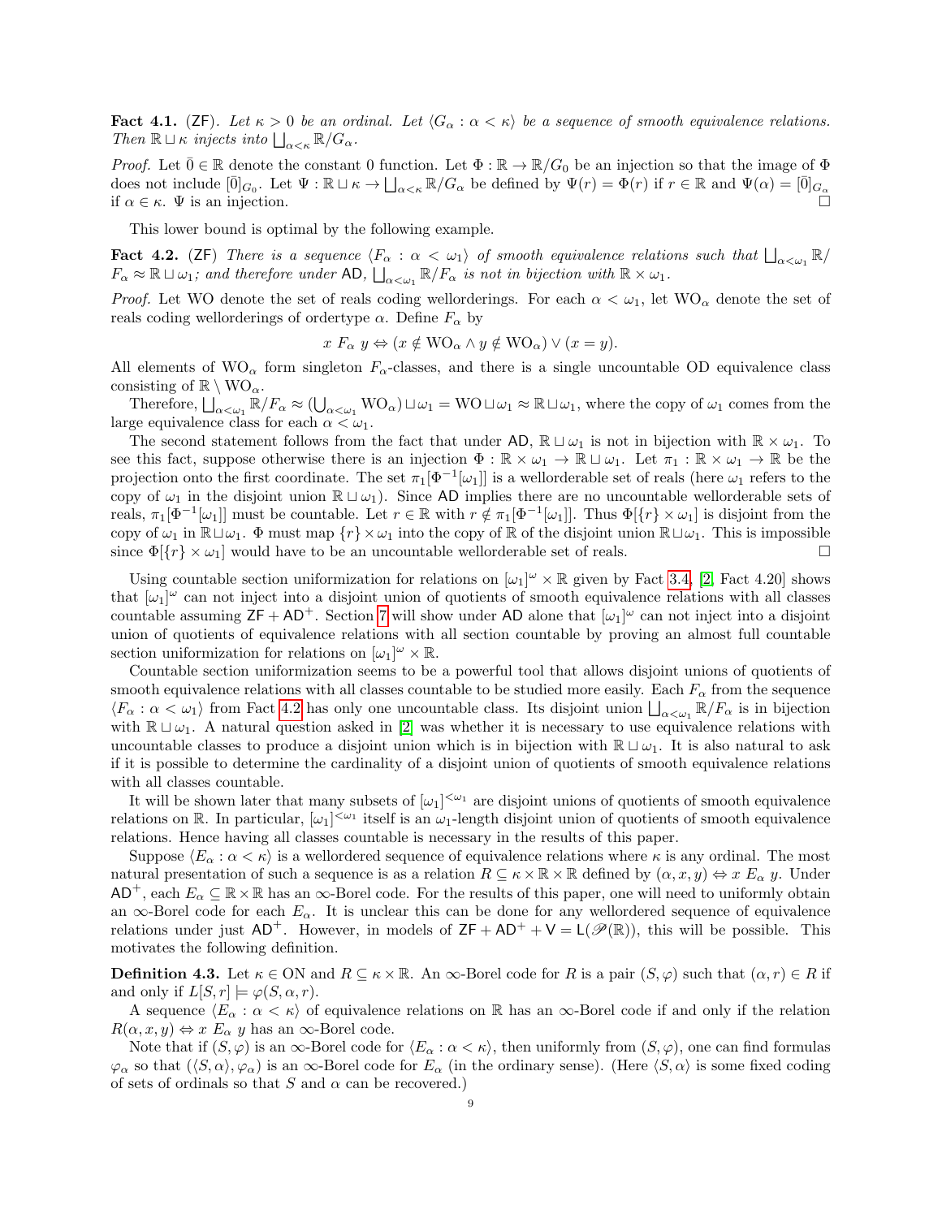**Fact 4.1.** (ZF). *Let $\kappa > 0$ be an ordinal. Let $\langle G_\alpha : \alpha < \kappa \rangle$ be a sequence of smooth equivalence relations. Then $\mathbb{R} \sqcup \kappa$ injects into $\bigsqcup_{\alpha<\kappa} \mathbb{R}/G_\alpha$.*

*Proof.* Let $\bar{0} \in \mathbb{R}$ denote the constant 0 function. Let $\Phi : \mathbb{R} \to \mathbb{R}/G_0$ be an injection so that the image of $\Phi$ does not include $[\bar{0}]_{G_0}$. Let $\Psi : \mathbb{R} \sqcup \kappa \to \bigsqcup_{\alpha<\kappa} \mathbb{R}/G_\alpha$ be defined by $\Psi(r) = \Phi(r)$ if $r \in \mathbb{R}$ and $\Psi(\alpha) = [\bar{0}]_{G_\alpha}$ if $\alpha \in \kappa$. $\Psi$ is an injection. □

This lower bound is optimal by the following example.

**Fact 4.2.** (ZF) *There is a sequence $\langle F_\alpha : \alpha < \omega_1 \rangle$ of smooth equivalence relations such that $\bigsqcup_{\alpha<\omega_1} \mathbb{R}/F_\alpha \approx \mathbb{R} \sqcup \omega_1$; and therefore under* AD*, $\bigsqcup_{\alpha<\omega_1} \mathbb{R}/F_\alpha$ is not in bijection with $\mathbb{R} \times \omega_1$.*

*Proof.* Let WO denote the set of reals coding wellorderings. For each $\alpha < \omega_1$, let $\mathrm{WO}_\alpha$ denote the set of reals coding wellorderings of ordertype $\alpha$. Define $F_\alpha$ by

$$x \; F_\alpha \; y \Leftrightarrow (x \notin \mathrm{WO}_\alpha \wedge y \notin \mathrm{WO}_\alpha) \vee (x = y).$$

All elements of $\mathrm{WO}_\alpha$ form singleton $F_\alpha$-classes, and there is a single uncountable OD equivalence class consisting of $\mathbb{R} \setminus \mathrm{WO}_\alpha$.

Therefore, $\bigsqcup_{\alpha<\omega_1} \mathbb{R}/F_\alpha \approx (\bigcup_{\alpha<\omega_1} \mathrm{WO}_\alpha) \sqcup \omega_1 = \mathrm{WO} \sqcup \omega_1 \approx \mathbb{R} \sqcup \omega_1$, where the copy of $\omega_1$ comes from the large equivalence class for each $\alpha < \omega_1$.

The second statement follows from the fact that under AD, $\mathbb{R} \sqcup \omega_1$ is not in bijection with $\mathbb{R} \times \omega_1$. To see this fact, suppose otherwise there is an injection $\Phi : \mathbb{R} \times \omega_1 \to \mathbb{R} \sqcup \omega_1$. Let $\pi_1 : \mathbb{R} \times \omega_1 \to \mathbb{R}$ be the projection onto the first coordinate. The set $\pi_1[\Phi^{-1}[\omega_1]]$ is a wellorderable set of reals (here $\omega_1$ refers to the copy of $\omega_1$ in the disjoint union $\mathbb{R} \sqcup \omega_1$). Since AD implies there are no uncountable wellorderable sets of reals, $\pi_1[\Phi^{-1}[\omega_1]]$ must be countable. Let $r \in \mathbb{R}$ with $r \notin \pi_1[\Phi^{-1}[\omega_1]]$. Thus $\Phi[\{r\} \times \omega_1]$ is disjoint from the copy of $\omega_1$ in $\mathbb{R} \sqcup \omega_1$. $\Phi$ must map $\{r\} \times \omega_1$ into the copy of $\mathbb{R}$ of the disjoint union $\mathbb{R} \sqcup \omega_1$. This is impossible since $\Phi[\{r\} \times \omega_1]$ would have to be an uncountable wellorderable set of reals. □

Using countable section uniformization for relations on $[\omega_1]^\omega \times \mathbb{R}$ given by Fact 3.4, [2, Fact 4.20] shows that $[\omega_1]^\omega$ can not inject into a disjoint union of quotients of smooth equivalence relations with all classes countable assuming $\mathsf{ZF} + \mathsf{AD}^+$. Section 7 will show under AD alone that $[\omega_1]^\omega$ can not inject into a disjoint union of quotients of equivalence relations with all section countable by proving an almost full countable section uniformization for relations on $[\omega_1]^\omega \times \mathbb{R}$.

Countable section uniformization seems to be a powerful tool that allows disjoint unions of quotients of smooth equivalence relations with all classes countable to be studied more easily. Each $F_\alpha$ from the sequence $\langle F_\alpha : \alpha < \omega_1 \rangle$ from Fact 4.2 has only one uncountable class. Its disjoint union $\bigsqcup_{\alpha<\omega_1} \mathbb{R}/F_\alpha$ is in bijection with $\mathbb{R} \sqcup \omega_1$. A natural question asked in [2] was whether it is necessary to use equivalence relations with uncountable classes to produce a disjoint union which is in bijection with $\mathbb{R} \sqcup \omega_1$. It is also natural to ask if it is possible to determine the cardinality of a disjoint union of quotients of smooth equivalence relations with all classes countable.

It will be shown later that many subsets of $[\omega_1]^{<\omega_1}$ are disjoint unions of quotients of smooth equivalence relations on $\mathbb{R}$. In particular, $[\omega_1]^{<\omega_1}$ itself is an $\omega_1$-length disjoint union of quotients of smooth equivalence relations. Hence having all classes countable is necessary in the results of this paper.

Suppose $\langle E_\alpha : \alpha < \kappa \rangle$ is a wellordered sequence of equivalence relations where $\kappa$ is any ordinal. The most natural presentation of such a sequence is as a relation $R \subseteq \kappa \times \mathbb{R} \times \mathbb{R}$ defined by $(\alpha, x, y) \Leftrightarrow x \; E_\alpha \; y$. Under $\mathsf{AD}^+$, each $E_\alpha \subseteq \mathbb{R} \times \mathbb{R}$ has an $\infty$-Borel code. For the results of this paper, one will need to uniformly obtain an $\infty$-Borel code for each $E_\alpha$. It is unclear this can be done for any wellordered sequence of equivalence relations under just $\mathsf{AD}^+$. However, in models of $\mathsf{ZF} + \mathsf{AD}^+ + \mathsf{V} = \mathsf{L}(\mathscr{P}(\mathbb{R}))$, this will be possible. This motivates the following definition.

**Definition 4.3.** Let $\kappa \in \mathrm{ON}$ and $R \subseteq \kappa \times \mathbb{R}$. An $\infty$-Borel code for $R$ is a pair $(S, \varphi)$ such that $(\alpha, r) \in R$ if and only if $L[S, r] \models \varphi(S, \alpha, r)$.

A sequence $\langle E_\alpha : \alpha < \kappa \rangle$ of equivalence relations on $\mathbb{R}$ has an $\infty$-Borel code if and only if the relation $R(\alpha, x, y) \Leftrightarrow x \; E_\alpha \; y$ has an $\infty$-Borel code.

Note that if $(S, \varphi)$ is an $\infty$-Borel code for $\langle E_\alpha : \alpha < \kappa \rangle$, then uniformly from $(S, \varphi)$, one can find formulas $\varphi_\alpha$ so that $(\langle S, \alpha \rangle, \varphi_\alpha)$ is an $\infty$-Borel code for $E_\alpha$ (in the ordinary sense). (Here $\langle S, \alpha \rangle$ is some fixed coding of sets of ordinals so that $S$ and $\alpha$ can be recovered.)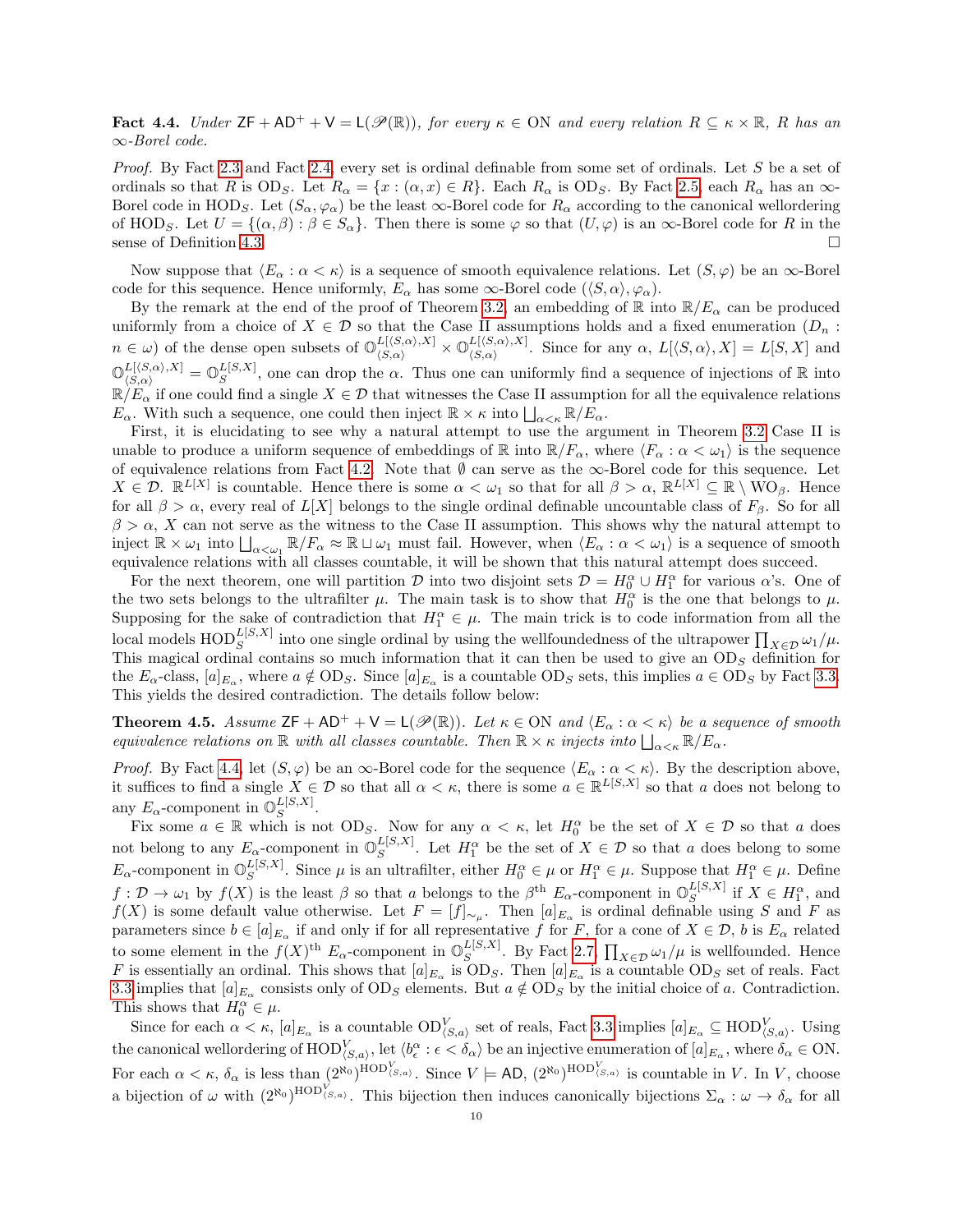**Fact 4.4.** *Under $\mathsf{ZF} + \mathsf{AD}^+ + \mathsf{V} = \mathsf{L}(\mathscr{P}(\mathbb{R}))$, for every $\kappa \in \mathrm{ON}$ and every relation $R \subseteq \kappa \times \mathbb{R}$, $R$ has an $\infty$-Borel code.*

*Proof.* By Fact 2.3 and Fact 2.4, every set is ordinal definable from some set of ordinals. Let $S$ be a set of ordinals so that $R$ is $\mathrm{OD}_S$. Let $R_\alpha = \{x : (\alpha, x) \in R\}$. Each $R_\alpha$ is $\mathrm{OD}_S$. By Fact 2.5, each $R_\alpha$ has an $\infty$-Borel code in $\mathrm{HOD}_S$. Let $(S_\alpha, \varphi_\alpha)$ be the least $\infty$-Borel code for $R_\alpha$ according to the canonical wellordering of $\mathrm{HOD}_S$. Let $U = \{(\alpha, \beta) : \beta \in S_\alpha\}$. Then there is some $\varphi$ so that $(U, \varphi)$ is an $\infty$-Borel code for $R$ in the sense of Definition 4.3. $\square$

Now suppose that $\langle E_\alpha : \alpha < \kappa\rangle$ is a sequence of smooth equivalence relations. Let $(S, \varphi)$ be an $\infty$-Borel code for this sequence. Hence uniformly, $E_\alpha$ has some $\infty$-Borel code $(\langle S, \alpha\rangle, \varphi_\alpha)$.

By the remark at the end of the proof of Theorem 3.2, an embedding of $\mathbb{R}$ into $\mathbb{R}/E_\alpha$ can be produced uniformly from a choice of $X \in \mathcal{D}$ so that the Case II assumptions holds and a fixed enumeration ($D_n$ : $n \in \omega$) of the dense open subsets of $\mathbb{O}_{\langle S,\alpha\rangle}^{L[\langle S,\alpha\rangle, X]} \times \mathbb{O}_{\langle S,\alpha\rangle}^{L[\langle S,\alpha\rangle, X]}$. Since for any $\alpha$, $L[\langle S, \alpha\rangle, X] = L[S, X]$ and $\mathbb{O}_{\langle S,\alpha\rangle}^{L[\langle S,\alpha\rangle, X]} = \mathbb{O}_S^{L[S,X]}$, one can drop the $\alpha$. Thus one can uniformly find a sequence of injections of $\mathbb{R}$ into $\mathbb{R}/E_\alpha$ if one could find a single $X \in \mathcal{D}$ that witnesses the Case II assumption for all the equivalence relations $E_\alpha$. With such a sequence, one could then inject $\mathbb{R} \times \kappa$ into $\bigsqcup_{\alpha<\kappa} \mathbb{R}/E_\alpha$.

First, it is elucidating to see why a natural attempt to use the argument in Theorem 3.2 Case II is unable to produce a uniform sequence of embeddings of $\mathbb{R}$ into $\mathbb{R}/F_\alpha$, where $\langle F_\alpha : \alpha < \omega_1\rangle$ is the sequence of equivalence relations from Fact 4.2. Note that $\emptyset$ can serve as the $\infty$-Borel code for this sequence. Let $X \in \mathcal{D}$. $\mathbb{R}^{L[X]}$ is countable. Hence there is some $\alpha < \omega_1$ so that for all $\beta > \alpha$, $\mathbb{R}^{L[X]} \subseteq \mathbb{R} \setminus \mathrm{WO}_\beta$. Hence for all $\beta > \alpha$, every real of $L[X]$ belongs to the single ordinal definable uncountable class of $F_\beta$. So for all $\beta > \alpha$, $X$ can not serve as the witness to the Case II assumption. This shows why the natural attempt to inject $\mathbb{R} \times \omega_1$ into $\bigsqcup_{\alpha<\omega_1} \mathbb{R}/F_\alpha \approx \mathbb{R} \sqcup \omega_1$ must fail. However, when $\langle E_\alpha : \alpha < \omega_1\rangle$ is a sequence of smooth equivalence relations with all classes countable, it will be shown that this natural attempt does succeed.

For the next theorem, one will partition $\mathcal{D}$ into two disjoint sets $\mathcal{D} = H_0^\alpha \cup H_1^\alpha$ for various $\alpha$'s. One of the two sets belongs to the ultrafilter $\mu$. The main task is to show that $H_0^\alpha$ is the one that belongs to $\mu$. Supposing for the sake of contradiction that $H_1^\alpha \in \mu$. The main trick is to code information from all the local models $\mathrm{HOD}_S^{L[S,X]}$ into one single ordinal by using the wellfoundedness of the ultrapower $\prod_{X\in\mathcal{D}} \omega_1/\mu$. This magical ordinal contains so much information that it can then be used to give an $\mathrm{OD}_S$ definition for the $E_\alpha$-class, $[a]_{E_\alpha}$, where $a \notin \mathrm{OD}_S$. Since $[a]_{E_\alpha}$ is a countable $\mathrm{OD}_S$ sets, this implies $a \in \mathrm{OD}_S$ by Fact 3.3. This yields the desired contradiction. The details follow below:

**Theorem 4.5.** *Assume $\mathsf{ZF} + \mathsf{AD}^+ + \mathsf{V} = \mathsf{L}(\mathscr{P}(\mathbb{R}))$. Let $\kappa \in \mathrm{ON}$ and $\langle E_\alpha : \alpha < \kappa\rangle$ be a sequence of smooth equivalence relations on $\mathbb{R}$ with all classes countable. Then $\mathbb{R} \times \kappa$ injects into $\bigsqcup_{\alpha<\kappa} \mathbb{R}/E_\alpha$.*

*Proof.* By Fact 4.4, let $(S, \varphi)$ be an $\infty$-Borel code for the sequence $\langle E_\alpha : \alpha < \kappa\rangle$. By the description above, it suffices to find a single $X \in \mathcal{D}$ so that all $\alpha < \kappa$, there is some $a \in \mathbb{R}^{L[S,X]}$ so that $a$ does not belong to any $E_\alpha$-component in $\mathbb{O}_S^{L[S,X]}$.

Fix some $a \in \mathbb{R}$ which is not $\mathrm{OD}_S$. Now for any $\alpha < \kappa$, let $H_0^\alpha$ be the set of $X \in \mathcal{D}$ so that $a$ does not belong to any $E_\alpha$-component in $\mathbb{O}_S^{L[S,X]}$. Let $H_1^\alpha$ be the set of $X \in \mathcal{D}$ so that $a$ does belong to some $E_\alpha$-component in $\mathbb{O}_S^{L[S,X]}$. Since $\mu$ is an ultrafilter, either $H_0^\alpha \in \mu$ or $H_1^\alpha \in \mu$. Suppose that $H_1^\alpha \in \mu$. Define $f : \mathcal{D} \to \omega_1$ by $f(X)$ is the least $\beta$ so that $a$ belongs to the $\beta^{\text{th}}$ $E_\alpha$-component in $\mathbb{O}_S^{L[S,X]}$ if $X \in H_1^\alpha$, and $f(X)$ is some default value otherwise. Let $F = [f]_{\sim_\mu}$. Then $[a]_{E_\alpha}$ is ordinal definable using $S$ and $F$ as parameters since $b \in [a]_{E_\alpha}$ if and only if for all representative $f$ for $F$, for a cone of $X \in \mathcal{D}$, $b$ is $E_\alpha$ related to some element in the $f(X)^{\text{th}}$ $E_\alpha$-component in $\mathbb{O}_S^{L[S,X]}$. By Fact 2.7, $\prod_{X\in\mathcal{D}} \omega_1/\mu$ is wellfounded. Hence $F$ is essentially an ordinal. This shows that $[a]_{E_\alpha}$ is $\mathrm{OD}_S$. Then $[a]_{E_\alpha}$ is a countable $\mathrm{OD}_S$ set of reals. Fact 3.3 implies that $[a]_{E_\alpha}$ consists only of $\mathrm{OD}_S$ elements. But $a \notin \mathrm{OD}_S$ by the initial choice of $a$. Contradiction. This shows that $H_0^\alpha \in \mu$.

Since for each $\alpha < \kappa$, $[a]_{E_\alpha}$ is a countable $\mathrm{OD}_{\langle S,a\rangle}^V$ set of reals, Fact 3.3 implies $[a]_{E_\alpha} \subseteq \mathrm{HOD}_{\langle S,a\rangle}^V$. Using the canonical wellordering of $\mathrm{HOD}_{\langle S,a\rangle}^V$, let $\langle b_\epsilon^\alpha : \epsilon < \delta_\alpha\rangle$ be an injective enumeration of $[a]_{E_\alpha}$, where $\delta_\alpha \in \mathrm{ON}$. For each $\alpha < \kappa$, $\delta_\alpha$ is less than $(2^{\aleph_0})^{\mathrm{HOD}_{\langle S,a\rangle}^V}$. Since $V \models \mathsf{AD}$, $(2^{\aleph_0})^{\mathrm{HOD}_{\langle S,a\rangle}^V}$ is countable in $V$. In $V$, choose a bijection of $\omega$ with $(2^{\aleph_0})^{\mathrm{HOD}_{\langle S,a\rangle}^V}$. This bijection then induces canonically bijections $\Sigma_\alpha : \omega \to \delta_\alpha$ for all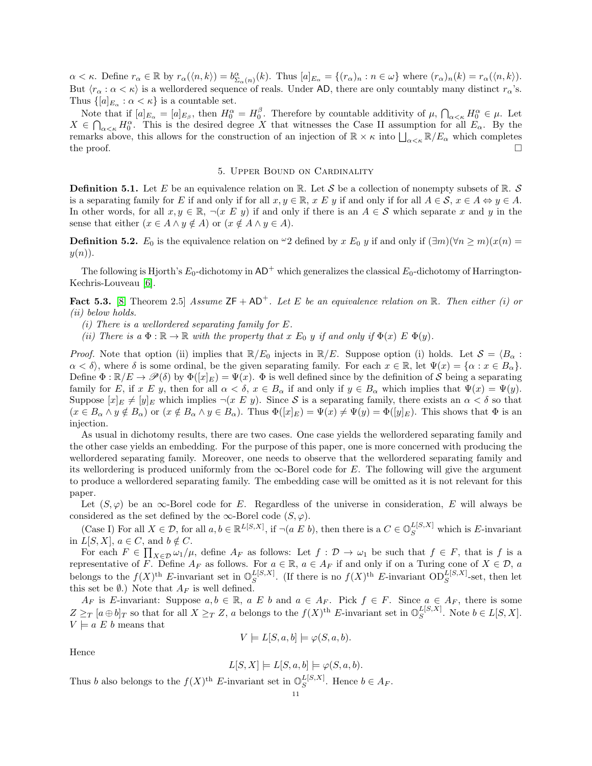$\alpha < \kappa$. Define $r_\alpha \in \mathbb{R}$ by $r_\alpha(\langle n, k\rangle) = b^\alpha_{\Sigma_\alpha(n)}(k)$. Thus $[a]_{E_\alpha} = \{(r_\alpha)_n : n \in \omega\}$ where $(r_\alpha)_n(k) = r_\alpha(\langle n, k\rangle)$. But $\langle r_\alpha : \alpha < \kappa\rangle$ is a wellordered sequence of reals. Under $\mathsf{AD}$, there are only countably many distinct $r_\alpha$'s. Thus $\{[a]_{E_\alpha} : \alpha < \kappa\}$ is a countable set.

Note that if $[a]_{E_\alpha} = [a]_{E_\beta}$, then $H^\alpha_0 = H^\beta_0$. Therefore by countable additivity of $\mu$, $\bigcap_{\alpha<\kappa} H^\alpha_0 \in \mu$. Let $X \in \bigcap_{\alpha<\kappa} H^\alpha_0$. This is the desired degree $X$ that witnesses the Case II assumption for all $E_\alpha$. By the remarks above, this allows for the construction of an injection of $\mathbb{R} \times \kappa$ into $\bigsqcup_{\alpha<\kappa} \mathbb{R}/E_\alpha$ which completes the proof. $\square$

## 5. Upper Bound on Cardinality

**Definition 5.1.** Let $E$ be an equivalence relation on $\mathbb{R}$. Let $\mathcal{S}$ be a collection of nonempty subsets of $\mathbb{R}$. $\mathcal{S}$ is a separating family for $E$ if and only if for all $x, y \in \mathbb{R}$, $x\ E\ y$ if and only if for all $A \in \mathcal{S}$, $x \in A \Leftrightarrow y \in A$. In other words, for all $x, y \in \mathbb{R}$, $\neg(x\ E\ y)$ if and only if there is an $A \in \mathcal{S}$ which separate $x$ and $y$ in the sense that either $(x \in A \wedge y \notin A)$ or $(x \notin A \wedge y \in A)$.

**Definition 5.2.** $E_0$ is the equivalence relation on ${}^\omega 2$ defined by $x\ E_0\ y$ if and only if $(\exists m)(\forall n \geq m)(x(n) = y(n))$.

The following is Hjorth's $E_0$-dichotomy in $\mathsf{AD}^+$ which generalizes the classical $E_0$-dichotomy of Harrington-Kechris-Louveau [6].

**Fact 5.3.** [8] Theorem 2.5] *Assume $\mathsf{ZF} + \mathsf{AD}^+$. Let $E$ be an equivalence relation on $\mathbb{R}$. Then either (i) or (ii) below holds.*

*(i) There is a wellordered separating family for $E$.*

*(ii) There is a $\Phi : \mathbb{R} \to \mathbb{R}$ with the property that $x\ E_0\ y$ if and only if $\Phi(x)\ E\ \Phi(y)$.*

*Proof.* Note that option (ii) implies that $\mathbb{R}/E_0$ injects in $\mathbb{R}/E$. Suppose option (i) holds. Let $\mathcal{S} = \langle B_\alpha : \alpha < \delta\rangle$, where $\delta$ is some ordinal, be the given separating family. For each $x \in \mathbb{R}$, let $\Psi(x) = \{\alpha : x \in B_\alpha\}$. Define $\Phi : \mathbb{R}/E \to \mathscr{P}(\delta)$ by $\Phi([x]_E) = \Psi(x)$. $\Phi$ is well defined since by the definition of $\mathcal{S}$ being a separating family for $E$, if $x\ E\ y$, then for all $\alpha < \delta$, $x \in B_\alpha$ if and only if $y \in B_\alpha$ which implies that $\Psi(x) = \Psi(y)$. Suppose $[x]_E \neq [y]_E$ which implies $\neg(x\ E\ y)$. Since $\mathcal{S}$ is a separating family, there exists an $\alpha < \delta$ so that $(x \in B_\alpha \wedge y \notin B_\alpha)$ or $(x \notin B_\alpha \wedge y \in B_\alpha)$. Thus $\Phi([x]_E) = \Psi(x) \neq \Psi(y) = \Phi([y]_E)$. This shows that $\Phi$ is an injection.

As usual in dichotomy results, there are two cases. One case yields the wellordered separating family and the other case yields an embedding. For the purpose of this paper, one is more concerned with producing the wellordered separating family. Moreover, one needs to observe that the wellordered separating family and its wellordering is produced uniformly from the $\infty$-Borel code for $E$. The following will give the argument to produce a wellordered separating family. The embedding case will be omitted as it is not relevant for this paper.

Let $(S, \varphi)$ be an $\infty$-Borel code for $E$. Regardless of the universe in consideration, $E$ will always be considered as the set defined by the $\infty$-Borel code $(S, \varphi)$.

(Case I) For all $X \in \mathcal{D}$, for all $a, b \in \mathbb{R}^{L[S,X]}$, if $\neg(a\ E\ b)$, then there is a $C \in \mathbb{O}^{L[S,X]}_S$ which is $E$-invariant in $L[S, X]$, $a \in C$, and $b \notin C$.

For each $F \in \prod_{X\in\mathcal{D}} \omega_1/\mu$, define $A_F$ as follows: Let $f : \mathcal{D} \to \omega_1$ be such that $f \in F$, that is $f$ is a representative of $F$. Define $A_F$ as follows. For $a \in \mathbb{R}$, $a \in A_F$ if and only if on a Turing cone of $X \in \mathcal{D}$, $a$ belongs to the $f(X)^{\text{th}}$ $E$-invariant set in $\mathbb{O}^{L[S,X]}_S$. (If there is no $f(X)^{\text{th}}$ $E$-invariant $\mathrm{OD}^{L[S,X]}_S$-set, then let this set be $\emptyset$.) Note that $A_F$ is well defined.

$A_F$ is $E$-invariant: Suppose $a, b \in \mathbb{R}$, $a\ E\ b$ and $a \in A_F$. Pick $f \in F$. Since $a \in A_F$, there is some $Z \geq_T [a \oplus b]_T$ so that for all $X \geq_T Z$, $a$ belongs to the $f(X)^{\text{th}}$ $E$-invariant set in $\mathbb{O}^{L[S,X]}_S$. Note $b \in L[S, X]$. $V \models a\ E\ b$ means that

$$V \models L[S, a, b] \models \varphi(S, a, b).$$

Hence

$$L[S, X] \models L[S, a, b] \models \varphi(S, a, b).$$

Thus $b$ also belongs to the $f(X)^{\text{th}}$ $E$-invariant set in $\mathbb{O}^{L[S,X]}_S$. Hence $b \in A_F$.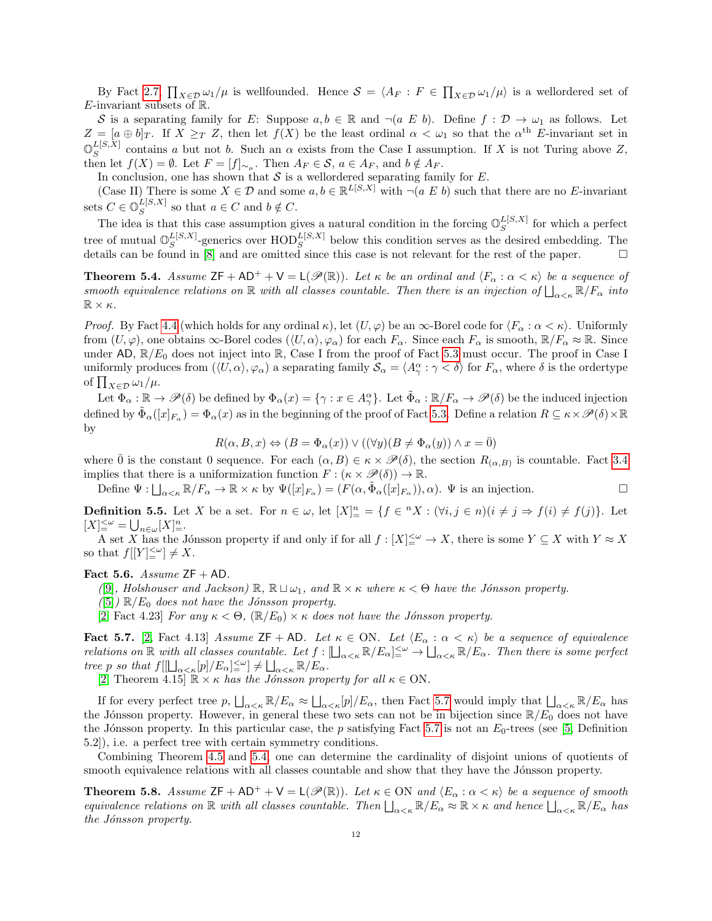By Fact 2.7, $\prod_{X\in\mathcal{D}} \omega_1/\mu$ is wellfounded. Hence $\mathcal{S} = \langle A_F : F \in \prod_{X\in\mathcal{D}} \omega_1/\mu\rangle$ is a wellordered set of $E$-invariant subsets of $\mathbb{R}$.

$\mathcal{S}$ is a separating family for $E$: Suppose $a, b \in \mathbb{R}$ and $\neg(a\ E\ b)$. Define $f : \mathcal{D} \to \omega_1$ as follows. Let $Z = [a \oplus b]_T$. If $X \geq_T Z$, then let $f(X)$ be the least ordinal $\alpha < \omega_1$ so that the $\alpha^{\text{th}}$ $E$-invariant set in $\mathbb{O}_S^{L[S,X]}$ contains $a$ but not $b$. Such an $\alpha$ exists from the Case I assumption. If $X$ is not Turing above $Z$, then let $f(X) = \emptyset$. Let $F = [f]_{\sim_\mu}$. Then $A_F \in \mathcal{S}$, $a \in A_F$, and $b \notin A_F$.

In conclusion, one has shown that $\mathcal{S}$ is a wellordered separating family for $E$.

(Case II) There is some $X \in \mathcal{D}$ and some $a, b \in \mathbb{R}^{L[S,X]}$ with $\neg(a\ E\ b)$ such that there are no $E$-invariant sets $C \in \mathbb{O}_S^{L[S,X]}$ so that $a \in C$ and $b \notin C$.

The idea is that this case assumption gives a natural condition in the forcing $\mathbb{O}_S^{L[S,X]}$ for which a perfect tree of mutual $\mathbb{O}_S^{L[S,X]}$-generics over $\text{HOD}_S^{L[S,X]}$ below this condition serves as the desired embedding. The details can be found in [8] and are omitted since this case is not relevant for the rest of the paper. $\square$

**Theorem 5.4.** *Assume $\mathsf{ZF} + \mathsf{AD}^+ + \mathsf{V} = \mathsf{L}(\mathscr{P}(\mathbb{R}))$. Let $\kappa$ be an ordinal and $\langle F_\alpha : \alpha < \kappa\rangle$ be a sequence of smooth equivalence relations on $\mathbb{R}$ with all classes countable. Then there is an injection of $\bigsqcup_{\alpha<\kappa} \mathbb{R}/F_\alpha$ into $\mathbb{R} \times \kappa$.*

*Proof.* By Fact 4.4 (which holds for any ordinal $\kappa$), let $(U, \varphi)$ be an $\infty$-Borel code for $\langle F_\alpha : \alpha < \kappa\rangle$. Uniformly from $(U, \varphi)$, one obtains $\infty$-Borel codes $(\langle U, \alpha\rangle, \varphi_\alpha)$ for each $F_\alpha$. Since each $F_\alpha$ is smooth, $\mathbb{R}/F_\alpha \approx \mathbb{R}$. Since under $\mathsf{AD}$, $\mathbb{R}/E_0$ does not inject into $\mathbb{R}$, Case I from the proof of Fact 5.3 must occur. The proof in Case I uniformly produces from $(\langle U, \alpha\rangle, \varphi_\alpha)$ a separating family $\mathcal{S}_\alpha = \langle A^\alpha_\gamma : \gamma < \delta\rangle$ for $F_\alpha$, where $\delta$ is the ordertype of $\prod_{X\in\mathcal{D}} \omega_1/\mu$.

Let $\Phi_\alpha : \mathbb{R} \to \mathscr{P}(\delta)$ be defined by $\Phi_\alpha(x) = \{\gamma : x \in A^\alpha_\gamma\}$. Let $\tilde{\Phi}_\alpha : \mathbb{R}/F_\alpha \to \mathscr{P}(\delta)$ be the induced injection defined by $\tilde{\Phi}_\alpha([x]_{F_\alpha}) = \Phi_\alpha(x)$ as in the beginning of the proof of Fact 5.3. Define a relation $R \subseteq \kappa \times \mathscr{P}(\delta) \times \mathbb{R}$ by

$$R(\alpha, B, x) \Leftrightarrow (B = \Phi_\alpha(x)) \vee ((\forall y)(B \neq \Phi_\alpha(y)) \wedge x = \bar{0})$$

where $\bar{0}$ is the constant 0 sequence. For each $(\alpha, B) \in \kappa \times \mathscr{P}(\delta)$, the section $R_{(\alpha,B)}$ is countable. Fact 3.4 implies that there is a uniformization function $F : (\kappa \times \mathscr{P}(\delta)) \to \mathbb{R}$.

Define $\Psi : \bigsqcup_{\alpha<\kappa} \mathbb{R}/F_\alpha \to \mathbb{R} \times \kappa$ by $\Psi([x]_{F_\alpha}) = (F(\alpha, \tilde{\Phi}_\alpha([x]_{F_\alpha})), \alpha)$. $\Psi$ is an injection. $\square$

**Definition 5.5.** Let $X$ be a set. For $n \in \omega$, let $[X]^n_= = \{f \in {}^nX : (\forall i, j \in n)(i \neq j \Rightarrow f(i) \neq f(j)\}$. Let $[X]^{<\omega}_= = \bigcup_{n\in\omega} [X]^n_=$.

A set $X$ has the Jónsson property if and only if for all $f : [X]^{<\omega}_= \to X$, there is some $Y \subseteq X$ with $Y \approx X$ so that $f[[Y]^{<\omega}_=] \neq X$.

**Fact 5.6.** *Assume $\mathsf{ZF} + \mathsf{AD}$.*

*([9], Holshouser and Jackson) $\mathbb{R}$, $\mathbb{R} \sqcup \omega_1$, and $\mathbb{R} \times \kappa$ where $\kappa < \Theta$ have the Jónsson property.*

*([5]) $\mathbb{R}/E_0$ does not have the Jónsson property.*

[2] Fact 4.23] *For any $\kappa < \Theta$, $(\mathbb{R}/E_0) \times \kappa$ does not have the Jónsson property.*

**Fact 5.7.** [2, Fact 4.13] *Assume $\mathsf{ZF} + \mathsf{AD}$. Let $\kappa \in \mathrm{ON}$. Let $\langle E_\alpha : \alpha < \kappa\rangle$ be a sequence of equivalence relations on $\mathbb{R}$ with all classes countable. Let $f : [\bigsqcup_{\alpha<\kappa} \mathbb{R}/E_\alpha]^{<\omega}_= \to \bigsqcup_{\alpha<\kappa} \mathbb{R}/E_\alpha$. Then there is some perfect tree $p$ so that $f[[\bigsqcup_{\alpha<\kappa}[p]/E_\alpha]^{<\omega}_=] \neq \bigsqcup_{\alpha<\kappa} \mathbb{R}/E_\alpha$.*

[2] Theorem 4.15] *$\mathbb{R} \times \kappa$ has the Jónsson property for all $\kappa \in \mathrm{ON}$.*

If for every perfect tree $p$, $\bigsqcup_{\alpha<\kappa} \mathbb{R}/E_\alpha \approx \bigsqcup_{\alpha<\kappa}[p]/E_\alpha$, then Fact 5.7 would imply that $\bigsqcup_{\alpha<\kappa} \mathbb{R}/E_\alpha$ has the Jónsson property. However, in general these two sets can not be in bijection since $\mathbb{R}/E_0$ does not have the Jónsson property. In this particular case, the $p$ satisfying Fact 5.7 is not an $E_0$-trees (see [5, Definition 5.2]), i.e. a perfect tree with certain symmetry conditions.

Combining Theorem 4.5 and 5.4, one can determine the cardinality of disjoint unions of quotients of smooth equivalence relations with all classes countable and show that they have the Jónsson property.

**Theorem 5.8.** *Assume $\mathsf{ZF} + \mathsf{AD}^+ + \mathsf{V} = \mathsf{L}(\mathscr{P}(\mathbb{R}))$. Let $\kappa \in \mathrm{ON}$ and $\langle E_\alpha : \alpha < \kappa\rangle$ be a sequence of smooth equivalence relations on $\mathbb{R}$ with all classes countable. Then $\bigsqcup_{\alpha<\kappa} \mathbb{R}/E_\alpha \approx \mathbb{R} \times \kappa$ and hence $\bigsqcup_{\alpha<\kappa} \mathbb{R}/E_\alpha$ has the Jónsson property.*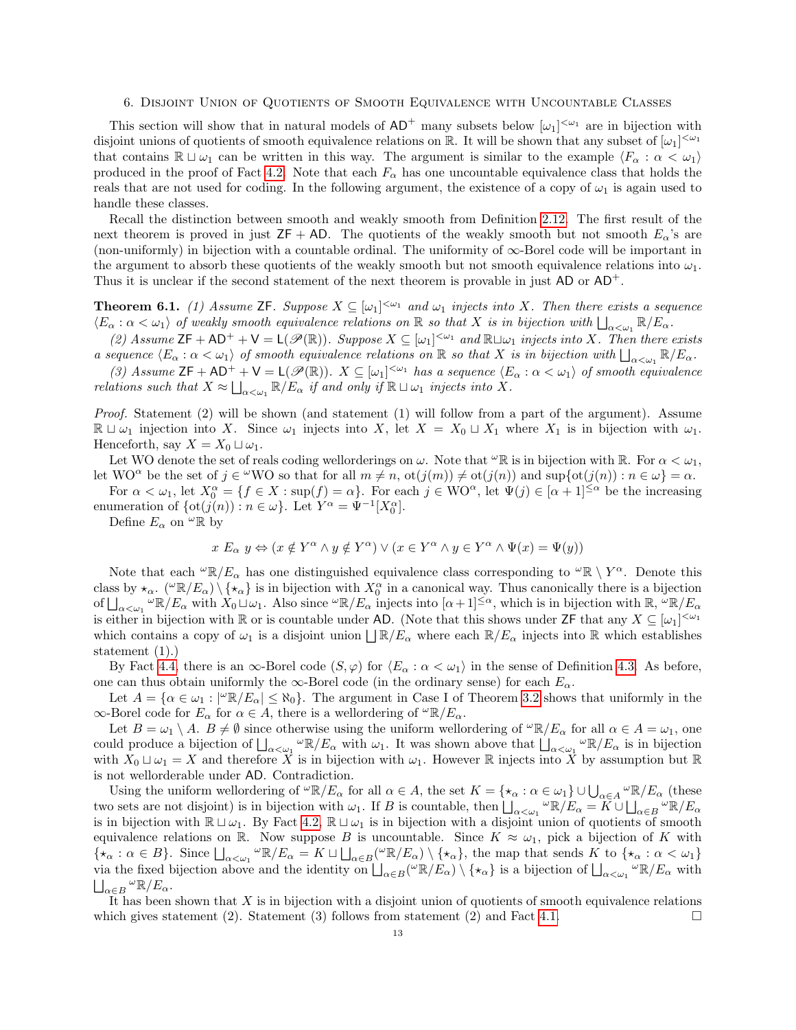## 6. Disjoint Union of Quotients of Smooth Equivalence with Uncountable Classes

This section will show that in natural models of $\mathsf{AD}^+$ many subsets below $[\omega_1]^{<\omega_1}$ are in bijection with disjoint unions of quotients of smooth equivalence relations on $\mathbb{R}$. It will be shown that any subset of $[\omega_1]^{<\omega_1}$ that contains $\mathbb{R} \sqcup \omega_1$ can be written in this way. The argument is similar to the example $\langle F_\alpha : \alpha < \omega_1 \rangle$ produced in the proof of Fact 4.2. Note that each $F_\alpha$ has one uncountable equivalence class that holds the reals that are not used for coding. In the following argument, the existence of a copy of $\omega_1$ is again used to handle these classes.

Recall the distinction between smooth and weakly smooth from Definition 2.12. The first result of the next theorem is proved in just $\mathsf{ZF} + \mathsf{AD}$. The quotients of the weakly smooth but not smooth $E_\alpha$'s are (non-uniformly) in bijection with a countable ordinal. The uniformity of $\infty$-Borel code will be important in the argument to absorb these quotients of the weakly smooth but not smooth equivalence relations into $\omega_1$. Thus it is unclear if the second statement of the next theorem is provable in just $\mathsf{AD}$ or $\mathsf{AD}^+$.

**Theorem 6.1.** *(1) Assume $\mathsf{ZF}$. Suppose $X \subseteq [\omega_1]^{<\omega_1}$ and $\omega_1$ injects into $X$. Then there exists a sequence $\langle E_\alpha : \alpha < \omega_1 \rangle$ of weakly smooth equivalence relations on $\mathbb{R}$ so that $X$ is in bijection with $\bigsqcup_{\alpha<\omega_1} \mathbb{R}/E_\alpha$.*

*(2) Assume $\mathsf{ZF} + \mathsf{AD}^+ + \mathsf{V} = \mathsf{L}(\mathscr{P}(\mathbb{R}))$. Suppose $X \subseteq [\omega_1]^{<\omega_1}$ and $\mathbb{R} \sqcup \omega_1$ injects into $X$. Then there exists a sequence $\langle E_\alpha : \alpha < \omega_1 \rangle$ of smooth equivalence relations on $\mathbb{R}$ so that $X$ is in bijection with $\bigsqcup_{\alpha<\omega_1} \mathbb{R}/E_\alpha$.*

*(3) Assume $\mathsf{ZF} + \mathsf{AD}^+ + \mathsf{V} = \mathsf{L}(\mathscr{P}(\mathbb{R}))$. $X \subseteq [\omega_1]^{<\omega_1}$ has a sequence $\langle E_\alpha : \alpha < \omega_1 \rangle$ of smooth equivalence relations such that $X \approx \bigsqcup_{\alpha<\omega_1} \mathbb{R}/E_\alpha$ if and only if $\mathbb{R} \sqcup \omega_1$ injects into $X$.*

*Proof.* Statement (2) will be shown (and statement (1) will follow from a part of the argument). Assume $\mathbb{R} \sqcup \omega_1$ injection into $X$. Since $\omega_1$ injects into $X$, let $X = X_0 \sqcup X_1$ where $X_1$ is in bijection with $\omega_1$. Henceforth, say $X = X_0 \sqcup \omega_1$.

Let WO denote the set of reals coding wellorderings on $\omega$. Note that ${}^\omega\mathbb{R}$ is in bijection with $\mathbb{R}$. For $\alpha < \omega_1$, let $\mathrm{WO}^\alpha$ be the set of $j \in {}^\omega\mathrm{WO}$ so that for all $m \neq n$, $\mathrm{ot}(j(m)) \neq \mathrm{ot}(j(n))$ and $\sup\{\mathrm{ot}(j(n)) : n \in \omega\} = \alpha$.

For $\alpha < \omega_1$, let $X_0^\alpha = \{f \in X : \sup(f) = \alpha\}$. For each $j \in \mathrm{WO}^\alpha$, let $\Psi(j) \in [\alpha+1]^{\leq\alpha}$ be the increasing enumeration of $\{\mathrm{ot}(j(n)) : n \in \omega\}$. Let $Y^\alpha = \Psi^{-1}[X_0^\alpha]$.

Define $E_\alpha$ on ${}^\omega\mathbb{R}$ by

$$x \; E_\alpha \; y \Leftrightarrow (x \notin Y^\alpha \wedge y \notin Y^\alpha) \vee (x \in Y^\alpha \wedge y \in Y^\alpha \wedge \Psi(x) = \Psi(y))$$

Note that each ${}^\omega\mathbb{R}/E_\alpha$ has one distinguished equivalence class corresponding to ${}^\omega\mathbb{R} \setminus Y^\alpha$. Denote this class by $\star_\alpha$. $({}^\omega\mathbb{R}/E_\alpha) \setminus \{\star_\alpha\}$ is in bijection with $X_0^\alpha$ in a canonical way. Thus canonically there is a bijection of $\bigsqcup_{\alpha<\omega_1} {}^\omega\mathbb{R}/E_\alpha$ with $X_0 \sqcup \omega_1$. Also since ${}^\omega\mathbb{R}/E_\alpha$ injects into $[\alpha+1]^{\leq\alpha}$, which is in bijection with $\mathbb{R}$, ${}^\omega\mathbb{R}/E_\alpha$ is either in bijection with $\mathbb{R}$ or is countable under $\mathsf{AD}$. (Note that this shows under $\mathsf{ZF}$ that any $X \subseteq [\omega_1]^{<\omega_1}$ which contains a copy of $\omega_1$ is a disjoint union $\bigsqcup \mathbb{R}/E_\alpha$ where each $\mathbb{R}/E_\alpha$ injects into $\mathbb{R}$ which establishes statement (1).)

By Fact 4.4, there is an $\infty$-Borel code $(S, \varphi)$ for $\langle E_\alpha : \alpha < \omega_1 \rangle$ in the sense of Definition 4.3. As before, one can thus obtain uniformly the $\infty$-Borel code (in the ordinary sense) for each $E_\alpha$.

Let $A = \{\alpha \in \omega_1 : |{}^\omega\mathbb{R}/E_\alpha| \leq \aleph_0\}$. The argument in Case I of Theorem 3.2 shows that uniformly in the $\infty$-Borel code for $E_\alpha$ for $\alpha \in A$, there is a wellordering of ${}^\omega\mathbb{R}/E_\alpha$.

Let $B = \omega_1 \setminus A$. $B \neq \emptyset$ since otherwise using the uniform wellordering of ${}^\omega\mathbb{R}/E_\alpha$ for all $\alpha \in A = \omega_1$, one could produce a bijection of $\bigsqcup_{\alpha<\omega_1} {}^\omega\mathbb{R}/E_\alpha$ with $\omega_1$. It was shown above that $\bigsqcup_{\alpha<\omega_1} {}^\omega\mathbb{R}/E_\alpha$ is in bijection with $X_0 \sqcup \omega_1 = X$ and therefore $X$ is in bijection with $\omega_1$. However $\mathbb{R}$ injects into $X$ by assumption but $\mathbb{R}$ is not wellorderable under $\mathsf{AD}$. Contradiction.

Using the uniform wellordering of ${}^\omega\mathbb{R}/E_\alpha$ for all $\alpha \in A$, the set $K = \{\star_\alpha : \alpha \in \omega_1\} \cup \bigcup_{\alpha \in A} {}^\omega\mathbb{R}/E_\alpha$ (these two sets are not disjoint) is in bijection with $\omega_1$. If $B$ is countable, then $\bigsqcup_{\alpha<\omega_1} {}^\omega\mathbb{R}/E_\alpha = K \cup \bigsqcup_{\alpha \in B} {}^\omega\mathbb{R}/E_\alpha$ is in bijection with $\mathbb{R} \sqcup \omega_1$. By Fact 4.2, $\mathbb{R} \sqcup \omega_1$ is in bijection with a disjoint union of quotients of smooth equivalence relations on $\mathbb{R}$. Now suppose $B$ is uncountable. Since $K \approx \omega_1$, pick a bijection of $K$ with $\{\star_\alpha : \alpha \in B\}$. Since $\bigsqcup_{\alpha<\omega_1} {}^\omega\mathbb{R}/E_\alpha = K \sqcup \bigsqcup_{\alpha \in B} ({}^\omega\mathbb{R}/E_\alpha) \setminus \{\star_\alpha\}$, the map that sends $K$ to $\{\star_\alpha : \alpha < \omega_1\}$ via the fixed bijection above and the identity on $\bigsqcup_{\alpha \in B} ({}^\omega\mathbb{R}/E_\alpha) \setminus \{\star_\alpha\}$ is a bijection of $\bigsqcup_{\alpha<\omega_1} {}^\omega\mathbb{R}/E_\alpha$ with $\bigsqcup_{\alpha \in B} {}^\omega\mathbb{R}/E_\alpha$.

It has been shown that $X$ is in bijection with a disjoint union of quotients of smooth equivalence relations which gives statement (2). Statement (3) follows from statement (2) and Fact 4.1. □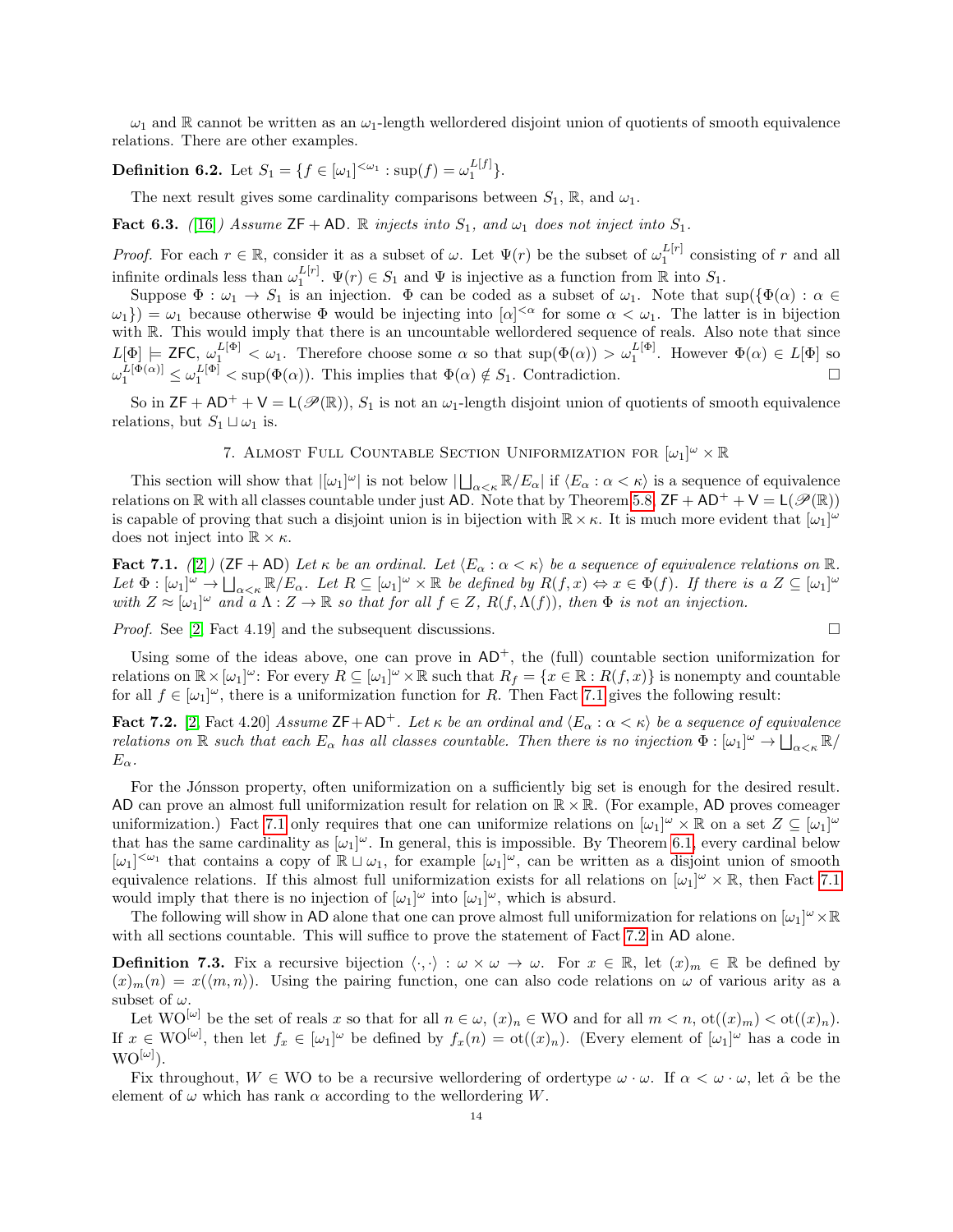$\omega_1$ and $\mathbb{R}$ cannot be written as an $\omega_1$-length wellordered disjoint union of quotients of smooth equivalence relations. There are other examples.

**Definition 6.2.** Let $S_1 = \{f \in [\omega_1]^{<\omega_1} : \sup(f) = \omega_1^{L[f]}\}$.

The next result gives some cardinality comparisons between $S_1$, $\mathbb{R}$, and $\omega_1$.

**Fact 6.3.** *([16]) Assume* $\mathsf{ZF} + \mathsf{AD}$. *$\mathbb{R}$ injects into $S_1$, and $\omega_1$ does not inject into $S_1$.*

*Proof.* For each $r \in \mathbb{R}$, consider it as a subset of $\omega$. Let $\Psi(r)$ be the subset of $\omega_1^{L[r]}$ consisting of $r$ and all infinite ordinals less than $\omega_1^{L[r]}$. $\Psi(r) \in S_1$ and $\Psi$ is injective as a function from $\mathbb{R}$ into $S_1$.

Suppose $\Phi : \omega_1 \to S_1$ is an injection. $\Phi$ can be coded as a subset of $\omega_1$. Note that $\sup(\{\Phi(\alpha) : \alpha \in \omega_1\}) = \omega_1$ because otherwise $\Phi$ would be injecting into $[\alpha]^{<\alpha}$ for some $\alpha < \omega_1$. The latter is in bijection with $\mathbb{R}$. This would imply that there is an uncountable wellordered sequence of reals. Also note that since $L[\Phi] \models \mathsf{ZFC}$, $\omega_1^{L[\Phi]} < \omega_1$. Therefore choose some $\alpha$ so that $\sup(\Phi(\alpha)) > \omega_1^{L[\Phi]}$. However $\Phi(\alpha) \in L[\Phi]$ so $\omega_1^{L[\Phi(\alpha)]} \leq \omega_1^{L[\Phi]} < \sup(\Phi(\alpha))$. This implies that $\Phi(\alpha) \notin S_1$. Contradiction. $\square$

So in $\mathsf{ZF} + \mathsf{AD}^+ + \mathsf{V} = \mathsf{L}(\mathscr{P}(\mathbb{R}))$, $S_1$ is not an $\omega_1$-length disjoint union of quotients of smooth equivalence relations, but $S_1 \sqcup \omega_1$ is.

## 7. Almost Full Countable Section Uniformization for $[\omega_1]^\omega \times \mathbb{R}$

This section will show that $|[\omega_1]^\omega|$ is not below $|\bigsqcup_{\alpha<\kappa} \mathbb{R}/E_\alpha|$ if $\langle E_\alpha : \alpha < \kappa\rangle$ is a sequence of equivalence relations on $\mathbb{R}$ with all classes countable under just $\mathsf{AD}$. Note that by Theorem 5.8, $\mathsf{ZF} + \mathsf{AD}^+ + \mathsf{V} = \mathsf{L}(\mathscr{P}(\mathbb{R}))$ is capable of proving that such a disjoint union is in bijection with $\mathbb{R} \times \kappa$. It is much more evident that $[\omega_1]^\omega$ does not inject into $\mathbb{R} \times \kappa$.

**Fact 7.1.** *([2]) $(\mathsf{ZF} + \mathsf{AD})$ Let $\kappa$ be an ordinal. Let $\langle E_\alpha : \alpha < \kappa\rangle$ be a sequence of equivalence relations on $\mathbb{R}$. Let $\Phi : [\omega_1]^\omega \to \bigsqcup_{\alpha<\kappa} \mathbb{R}/E_\alpha$. Let $R \subseteq [\omega_1]^\omega \times \mathbb{R}$ be defined by $R(f, x) \Leftrightarrow x \in \Phi(f)$. If there is a $Z \subseteq [\omega_1]^\omega$ with $Z \approx [\omega_1]^\omega$ and a $\Lambda : Z \to \mathbb{R}$ so that for all $f \in Z$, $R(f, \Lambda(f))$, then $\Phi$ is not an injection.*

*Proof.* See [2] Fact 4.19] and the subsequent discussions. $\square$

Using some of the ideas above, one can prove in $\mathsf{AD}^+$, the (full) countable section uniformization for relations on $\mathbb{R} \times [\omega_1]^\omega$: For every $R \subseteq [\omega_1]^\omega \times \mathbb{R}$ such that $R_f = \{x \in \mathbb{R} : R(f, x)\}$ is nonempty and countable for all $f \in [\omega_1]^\omega$, there is a uniformization function for $R$. Then Fact 7.1 gives the following result:

**Fact 7.2.** [2] Fact 4.20] *Assume $\mathsf{ZF} + \mathsf{AD}^+$. Let $\kappa$ be an ordinal and $\langle E_\alpha : \alpha < \kappa\rangle$ be a sequence of equivalence relations on $\mathbb{R}$ such that each $E_\alpha$ has all classes countable. Then there is no injection $\Phi : [\omega_1]^\omega \to \bigsqcup_{\alpha<\kappa} \mathbb{R}/E_\alpha$.*

For the Jónsson property, often uniformization on a sufficiently big set is enough for the desired result. $\mathsf{AD}$ can prove an almost full uniformization result for relation on $\mathbb{R} \times \mathbb{R}$. (For example, $\mathsf{AD}$ proves comeager uniformization.) Fact 7.1 only requires that one can uniformize relations on $[\omega_1]^\omega \times \mathbb{R}$ on a set $Z \subseteq [\omega_1]^\omega$ that has the same cardinality as $[\omega_1]^\omega$. In general, this is impossible. By Theorem 6.1, every cardinal below $[\omega_1]^{<\omega_1}$ that contains a copy of $\mathbb{R} \sqcup \omega_1$, for example $[\omega_1]^\omega$, can be written as a disjoint union of smooth equivalence relations. If this almost full uniformization exists for all relations on $[\omega_1]^\omega \times \mathbb{R}$, then Fact 7.1 would imply that there is no injection of $[\omega_1]^\omega$ into $[\omega_1]^\omega$, which is absurd.

The following will show in $\mathsf{AD}$ alone that one can prove almost full uniformization for relations on $[\omega_1]^\omega \times \mathbb{R}$ with all sections countable. This will suffice to prove the statement of Fact 7.2 in $\mathsf{AD}$ alone.

**Definition 7.3.** Fix a recursive bijection $\langle \cdot, \cdot \rangle : \omega \times \omega \to \omega$. For $x \in \mathbb{R}$, let $(x)_m \in \mathbb{R}$ be defined by $(x)_m(n) = x(\langle m, n\rangle)$. Using the pairing function, one can also code relations on $\omega$ of various arity as a subset of $\omega$.

Let $\mathrm{WO}^{[\omega]}$ be the set of reals $x$ so that for all $n \in \omega$, $(x)_n \in \mathrm{WO}$ and for all $m < n$, $\mathrm{ot}((x)_m) < \mathrm{ot}((x)_n)$. If $x \in \mathrm{WO}^{[\omega]}$, then let $f_x \in [\omega_1]^\omega$ be defined by $f_x(n) = \mathrm{ot}((x)_n)$. (Every element of $[\omega_1]^\omega$ has a code in $\mathrm{WO}^{[\omega]}$).

Fix throughout, $W \in \mathrm{WO}$ to be a recursive wellordering of ordertype $\omega \cdot \omega$. If $\alpha < \omega \cdot \omega$, let $\hat{\alpha}$ be the element of $\omega$ which has rank $\alpha$ according to the wellordering $W$.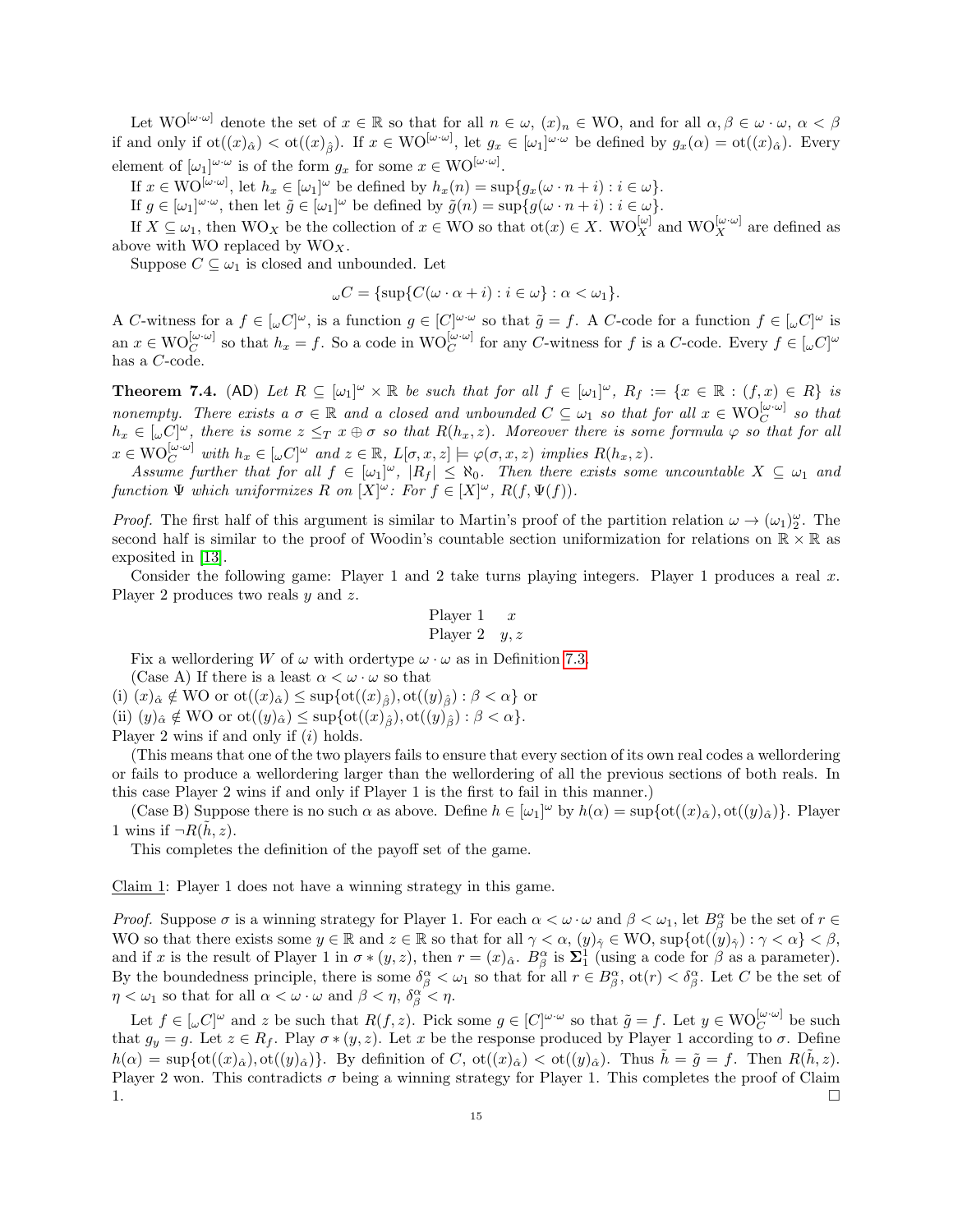Let $\mathrm{WO}^{[\omega\cdot\omega]}$ denote the set of $x \in \mathbb{R}$ so that for all $n \in \omega$, $(x)_n \in \mathrm{WO}$, and for all $\alpha, \beta \in \omega \cdot \omega$, $\alpha < \beta$ if and only if $\mathrm{ot}((x)_{\hat{\alpha}}) < \mathrm{ot}((x)_{\hat{\beta}})$. If $x \in \mathrm{WO}^{[\omega\cdot\omega]}$, let $g_x \in [\omega_1]^{\omega\cdot\omega}$ be defined by $g_x(\alpha) = \mathrm{ot}((x)_{\hat{\alpha}})$. Every element of $[\omega_1]^{\omega\cdot\omega}$ is of the form $g_x$ for some $x \in \mathrm{WO}^{[\omega\cdot\omega]}$.

If $x \in \mathrm{WO}^{[\omega\cdot\omega]}$, let $h_x \in [\omega_1]^\omega$ be defined by $h_x(n) = \sup\{g_x(\omega \cdot n + i) : i \in \omega\}$.

If $g \in [\omega_1]^{\omega\cdot\omega}$, then let $\tilde{g} \in [\omega_1]^\omega$ be defined by $\tilde{g}(n) = \sup\{g(\omega \cdot n + i) : i \in \omega\}$.

If $X \subseteq \omega_1$, then $\mathrm{WO}_X$ be the collection of $x \in \mathrm{WO}$ so that $\mathrm{ot}(x) \in X$. $\mathrm{WO}_X^{[\omega]}$ and $\mathrm{WO}_X^{[\omega\cdot\omega]}$ are defined as above with $\mathrm{WO}$ replaced by $\mathrm{WO}_X$.

Suppose $C \subseteq \omega_1$ is closed and unbounded. Let

$$_\omega C = \{\sup\{C(\omega \cdot \alpha + i) : i \in \omega\} : \alpha < \omega_1\}.$$

A $C$-witness for a $f \in [_\omega C]^\omega$, is a function $g \in [C]^{\omega\cdot\omega}$ so that $\tilde{g} = f$. A $C$-code for a function $f \in [_\omega C]^\omega$ is an $x \in \mathrm{WO}_C^{[\omega\cdot\omega]}$ so that $h_x = f$. So a code in $\mathrm{WO}_C^{[\omega\cdot\omega]}$ for any $C$-witness for $f$ is a $C$-code. Every $f \in [_\omega C]^\omega$ has a $C$-code.

**Theorem 7.4.** (AD) *Let $R \subseteq [\omega_1]^\omega \times \mathbb{R}$ be such that for all $f \in [\omega_1]^\omega$, $R_f := \{x \in \mathbb{R} : (f, x) \in R\}$ is nonempty. There exists a $\sigma \in \mathbb{R}$ and a closed and unbounded $C \subseteq \omega_1$ so that for all $x \in \mathrm{WO}_C^{[\omega\cdot\omega]}$ so that $h_x \in [_\omega C]^\omega$, there is some $z \leq_T x \oplus \sigma$ so that $R(h_x, z)$. Moreover there is some formula $\varphi$ so that for all $x \in \mathrm{WO}_C^{[\omega\cdot\omega]}$ with $h_x \in [_\omega C]^\omega$ and $z \in \mathbb{R}$, $L[\sigma, x, z] \models \varphi(\sigma, x, z)$ implies $R(h_x, z)$.*

*Assume further that for all $f \in [\omega_1]^\omega$, $|R_f| \leq \aleph_0$. Then there exists some uncountable $X \subseteq \omega_1$ and function $\Psi$ which uniformizes $R$ on $[X]^\omega$: For $f \in [X]^\omega$, $R(f, \Psi(f))$.*

*Proof.* The first half of this argument is similar to Martin's proof of the partition relation $\omega \to (\omega_1)_2^\omega$. The second half is similar to the proof of Woodin's countable section uniformization for relations on $\mathbb{R} \times \mathbb{R}$ as exposited in [13].

Consider the following game: Player 1 and 2 take turns playing integers. Player 1 produces a real $x$. Player 2 produces two reals $y$ and $z$.

$$\begin{array}{ll} \text{Player 1} & x \\ \text{Player 2} & y, z \end{array}$$

Fix a wellordering $W$ of $\omega$ with ordertype $\omega \cdot \omega$ as in Definition 7.3.

(Case A) If there is a least $\alpha < \omega \cdot \omega$ so that

(i) $(x)_{\hat{\alpha}} \notin \mathrm{WO}$ or $\mathrm{ot}((x)_{\hat{\alpha}}) \leq \sup\{\mathrm{ot}((x)_{\hat{\beta}}), \mathrm{ot}((y)_{\hat{\beta}}) : \beta < \alpha\}$ or

(ii) $(y)_{\hat{\alpha}} \notin \mathrm{WO}$ or $\mathrm{ot}((y)_{\hat{\alpha}}) \leq \sup\{\mathrm{ot}((x)_{\hat{\beta}}), \mathrm{ot}((y)_{\hat{\beta}}) : \beta < \alpha\}$.

Player 2 wins if and only if $(i)$ holds.

(This means that one of the two players fails to ensure that every section of its own real codes a wellordering or fails to produce a wellordering larger than the wellordering of all the previous sections of both reals. In this case Player 2 wins if and only if Player 1 is the first to fail in this manner.)

(Case B) Suppose there is no such $\alpha$ as above. Define $h \in [\omega_1]^\omega$ by $h(\alpha) = \sup\{\mathrm{ot}((x)_{\hat{\alpha}}), \mathrm{ot}((y)_{\hat{\alpha}})\}$. Player 1 wins if $\neg R(\tilde{h}, z)$.

This completes the definition of the payoff set of the game.

<u>Claim 1</u>: Player 1 does not have a winning strategy in this game.

*Proof.* Suppose $\sigma$ is a winning strategy for Player 1. For each $\alpha < \omega \cdot \omega$ and $\beta < \omega_1$, let $B_\beta^\alpha$ be the set of $r \in \mathrm{WO}$ so that there exists some $y \in \mathbb{R}$ and $z \in \mathbb{R}$ so that for all $\gamma < \alpha$, $(y)_{\hat{\gamma}} \in \mathrm{WO}$, $\sup\{\mathrm{ot}((y)_{\hat{\gamma}}) : \gamma < \alpha\} < \beta$, and if $x$ is the result of Player 1 in $\sigma * (y, z)$, then $r = (x)_{\hat{\alpha}}$. $B_\beta^\alpha$ is $\mathbf{\Sigma}_1^1$ (using a code for $\beta$ as a parameter). By the boundedness principle, there is some $\delta_\beta^\alpha < \omega_1$ so that for all $r \in B_\beta^\alpha$, $\mathrm{ot}(r) < \delta_\beta^\alpha$. Let $C$ be the set of $\eta < \omega_1$ so that for all $\alpha < \omega \cdot \omega$ and $\beta < \eta$, $\delta_\beta^\alpha < \eta$.

Let $f \in [_\omega C]^\omega$ and $z$ be such that $R(f, z)$. Pick some $g \in [C]^{\omega\cdot\omega}$ so that $\tilde{g} = f$. Let $y \in \mathrm{WO}_C^{[\omega\cdot\omega]}$ be such that $g_y = g$. Let $z \in R_f$. Play $\sigma * (y, z)$. Let $x$ be the response produced by Player 1 according to $\sigma$. Define $h(\alpha) = \sup\{\mathrm{ot}((x)_{\hat{\alpha}}), \mathrm{ot}((y)_{\hat{\alpha}})\}$. By definition of $C$, $\mathrm{ot}((x)_{\hat{\alpha}}) < \mathrm{ot}((y)_{\hat{\alpha}})$. Thus $\tilde{h} = \tilde{g} = f$. Then $R(\tilde{h}, z)$. Player 2 won. This contradicts $\sigma$ being a winning strategy for Player 1. This completes the proof of Claim 1. $\square$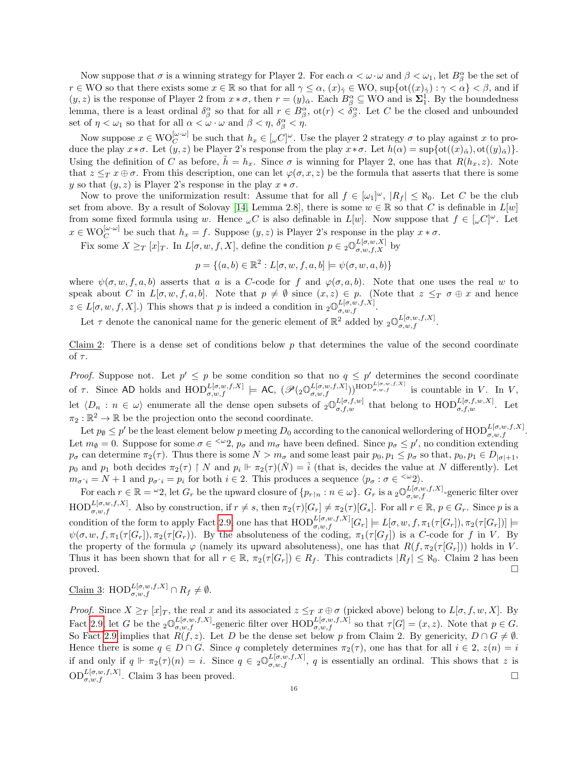Now suppose that $\sigma$ is a winning strategy for Player 2. For each $\alpha < \omega \cdot \omega$ and $\beta < \omega_1$, let $B^\alpha_\beta$ be the set of $r \in \mathrm{WO}$ so that there exists some $x \in \mathbb{R}$ so that for all $\gamma \leq \alpha$, $(x)_{\hat{\gamma}} \in \mathrm{WO}$, $\sup\{\mathrm{ot}((x)_{\hat{\gamma}}) : \gamma < \alpha\} < \beta$, and if $(y, z)$ is the response of Player 2 from $x * \sigma$, then $r = (y)_{\hat{\alpha}}$. Each $B^\alpha_\beta \subseteq \mathrm{WO}$ and is $\mathbf{\Sigma}^1_1$. By the boundedness lemma, there is a least ordinal $\delta^\alpha_\beta$ so that for all $r \in B^\alpha_\beta$, $\mathrm{ot}(r) < \delta^\alpha_\beta$. Let $C$ be the closed and unbounded set of $\eta < \omega_1$ so that for all $\alpha < \omega \cdot \omega$ and $\beta < \eta$, $\delta^\alpha_\beta < \eta$.

Now suppose $x \in \mathrm{WO}_C^{[\omega \cdot \omega]}$ be such that $h_x \in [{}_\omega C]^\omega$. Use the player 2 strategy $\sigma$ to play against $x$ to produce the play $x * \sigma$. Let $(y, z)$ be Player 2's response from the play $x * \sigma$. Let $h(\alpha) = \sup\{\mathrm{ot}((x)_{\hat{\alpha}}), \mathrm{ot}((y)_{\hat{\alpha}})\}$. Using the definition of $C$ as before, $\tilde{h} = h_x$. Since $\sigma$ is winning for Player 2, one has that $R(h_x, z)$. Note that $z \leq_T x \oplus \sigma$. From this description, one can let $\varphi(\sigma, x, z)$ be the formula that asserts that there is some $y$ so that $(y, z)$ is Player 2's response in the play $x * \sigma$.

Now to prove the uniformization result: Assume that for all $f \in [\omega_1]^\omega$, $|R_f| \leq \aleph_0$. Let $C$ be the club set from above. By a result of Solovay [14, Lemma 2.8], there is some $w \in \mathbb{R}$ so that $C$ is definable in $L[w]$ from some fixed formula using $w$. Hence ${}_\omega C$ is also definable in $L[w]$. Now suppose that $f \in [{}_\omega C]^\omega$. Let $x \in \mathrm{WO}_C^{[\omega \cdot \omega]}$ be such that $h_x = f$. Suppose $(y, z)$ is Player 2's response in the play $x * \sigma$.

Fix some $X \geq_T [x]_T$. In $L[\sigma, w, f, X]$, define the condition $p \in {}_2\mathbb{O}^{L[\sigma,w,X]}_{\sigma,w,f,X}$ by

$$p = \{(a, b) \in \mathbb{R}^2 : L[\sigma, w, f, a, b] \models \psi(\sigma, w, a, b)\}$$

where $\psi(\sigma, w, f, a, b)$ asserts that $a$ is a $C$-code for $f$ and $\varphi(\sigma, a, b)$. Note that one uses the real $w$ to speak about $C$ in $L[\sigma, w, f, a, b]$. Note that $p \neq \emptyset$ since $(x, z) \in p$. (Note that $z \leq_T \sigma \oplus x$ and hence $z \in L[\sigma, w, f, X]$.) This shows that $p$ is indeed a condition in ${}_2\mathbb{O}^{L[\sigma,w,f,X]}_{\sigma,w,f}$.

Let $\tau$ denote the canonical name for the generic element of $\mathbb{R}^2$ added by ${}_2\mathbb{O}^{L[\sigma,w,f,X]}_{\sigma,w,f}$.

Claim 2: There is a dense set of conditions below $p$ that determines the value of the second coordinate of $\tau$.

*Proof.* Suppose not. Let $p' \leq p$ be some condition so that no $q \leq p'$ determines the second coordinate of $\tau$. Since $\mathsf{AD}$ holds and $\mathrm{HOD}^{L[\sigma,w,f,X]}_{\sigma,w,f} \models \mathsf{AC}$, $(\mathscr{P}({}_2\mathbb{O}^{L[\sigma,w,f,X]}_{\sigma,w,f}))^{\mathrm{HOD}^{L[\sigma,w,f,X]}_{\sigma,w,f}}$ is countable in $V$. In $V$, let $\langle D_n : n \in \omega\rangle$ enumerate all the dense open subsets of ${}_2\mathbb{O}^{L[\sigma,f,w]}_{\sigma,f,w}$ that belong to $\mathrm{HOD}^{L[\sigma,f,w,X]}_{\sigma,f,w}$. Let $\pi_2 : \mathbb{R}^2 \to \mathbb{R}$ be the projection onto the second coordinate.

Let $p_\emptyset \leq p'$ be the least element below $p$ meeting $D_0$ according to the canonical wellordering of $\mathrm{HOD}^{L[\sigma,w,f,X]}_{\sigma,w,f}$. Let $m_\emptyset = 0$. Suppose for some $\sigma \in {}^{<\omega}2$, $p_\sigma$ and $m_\sigma$ have been defined. Since $p_\sigma \leq p'$, no condition extending $p_\sigma$ can determine $\pi_2(\tau)$. Thus there is some $N > m_\sigma$ and some least pair $p_0, p_1 \leq p_\sigma$ so that, $p_0, p_1 \in D_{|\sigma|+1}$, $p_0$ and $p_1$ both decides $\pi_2(\tau) \restriction N$ and $p_i \Vdash \pi_2(\tau)(\check{N}) = \check{i}$ (that is, decides the value at $N$ differently). Let $m_{\sigma\hat{}i} = N + 1$ and $p_{\sigma\hat{}i} = p_i$ for both $i \in 2$. This produces a sequence $\langle p_\sigma : \sigma \in {}^{<\omega}2\rangle$.

For each $r \in \mathbb{R} = {}^\omega 2$, let $G_r$ be the upward closure of $\{p_{r \restriction n} : n \in \omega\}$. $G_r$ is a ${}_2\mathbb{O}^{L[\sigma,w,f,X]}_{\sigma,w,f}$-generic filter over $\mathrm{HOD}^{L[\sigma,w,f,X]}_{\sigma,w,f}$. Also by construction, if $r \neq s$, then $\pi_2(\tau)[G_r] \neq \pi_2(\tau)[G_s]$. For all $r \in \mathbb{R}$, $p \in G_r$. Since $p$ is a condition of the form to apply Fact 2.9, one has that $\mathrm{HOD}^{L[\sigma,w,f,X]}_{\sigma,w,f}[G_r] \models L[\sigma, w, f, \pi_1(\tau[G_r]), \pi_2(\tau[G_r])] \models \psi(\sigma, w, f, \pi_1(\tau[G_r]), \pi_2(\tau[G_r]))$. By the absoluteness of the coding, $\pi_1(\tau[G_f])$ is a $C$-code for $f$ in $V$. By the property of the formula $\varphi$ (namely its upward absoluteness), one has that $R(f, \pi_2(\tau[G_r]))$ holds in $V$. Thus it has been shown that for all $r \in \mathbb{R}$, $\pi_2(\tau[G_r]) \in R_f$. This contradicts $|R_f| \leq \aleph_0$. Claim 2 has been proved. $\square$

Claim 3: $\mathrm{HOD}^{L[\sigma,w,f,X]}_{\sigma,w,f} \cap R_f \neq \emptyset$.

*Proof.* Since $X \geq_T [x]_T$, the real $x$ and its associated $z \leq_T x \oplus \sigma$ (picked above) belong to $L[\sigma, f, w, X]$. By Fact 2.9, let $G$ be the ${}_2\mathbb{O}^{L[\sigma,w,f,X]}_{\sigma,w,f}$-generic filter over $\mathrm{HOD}^{L[\sigma,w,f,X]}_{\sigma,w,f}$ so that $\tau[G] = (x, z)$. Note that $p \in G$. So Fact 2.9 implies that $R(f, z)$. Let $D$ be the dense set below $p$ from Claim 2. By genericity, $D \cap G \neq \emptyset$. Hence there is some $q \in D \cap G$. Since $q$ completely determines $\pi_2(\tau)$, one has that for all $i \in 2$, $z(n) = i$ if and only if $q \Vdash \pi_2(\tau)(n) = i$. Since $q \in {}_2\mathbb{O}^{L[\sigma,w,f,X]}_{\sigma,w,f}$, $q$ is essentially an ordinal. This shows that $z$ is $\mathrm{OD}^{L[\sigma,w,f,X]}_{\sigma,w,f}$. Claim 3 has been proved. $\square$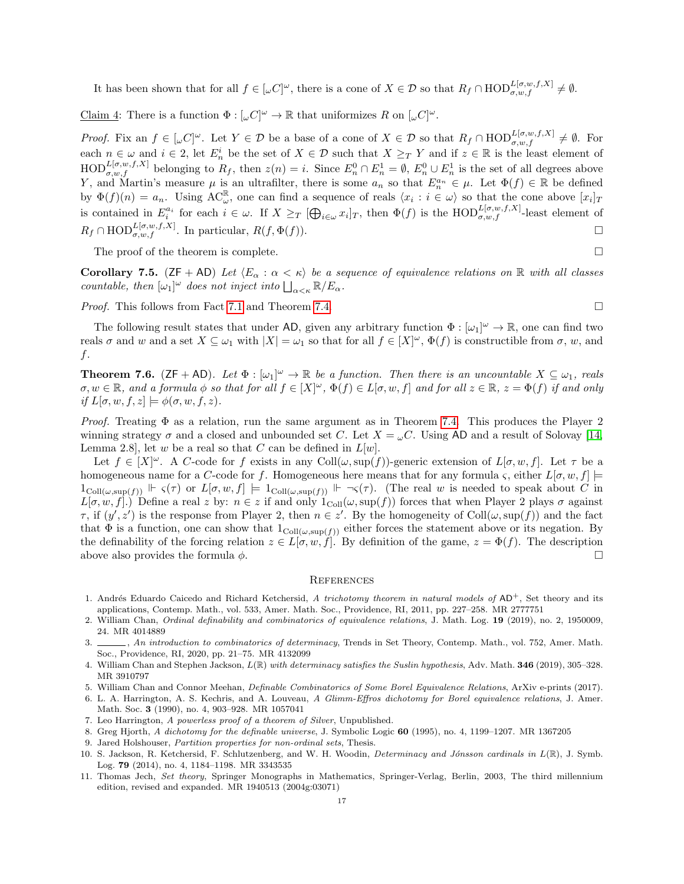It has been shown that for all $f \in [{}_\omega C]^\omega$, there is a cone of $X \in \mathcal{D}$ so that $R_f \cap \mathrm{HOD}^{L[\sigma,w,f,X]}_{\sigma,w,f} \neq \emptyset$.

Claim 4: There is a function $\Phi : [{}_\omega C]^\omega \to \mathbb{R}$ that uniformizes $R$ on $[{}_\omega C]^\omega$.

*Proof.* Fix an $f \in [{}_\omega C]^\omega$. Let $Y \in \mathcal{D}$ be a base of a cone of $X \in \mathcal{D}$ so that $R_f \cap \mathrm{HOD}^{L[\sigma,w,f,X]}_{\sigma,w,f} \neq \emptyset$. For each $n \in \omega$ and $i \in 2$, let $E^i_n$ be the set of $X \in \mathcal{D}$ such that $X \geq_T Y$ and if $z \in \mathbb{R}$ is the least element of $\mathrm{HOD}^{L[\sigma,w,f,X]}_{\sigma,w,f}$ belonging to $R_f$, then $z(n) = i$. Since $E^0_n \cap E^1_n = \emptyset$, $E^0_n \cup E^1_n$ is the set of all degrees above $Y$, and Martin's measure $\mu$ is an ultrafilter, there is some $a_n$ so that $E^{a_n}_n \in \mu$. Let $\Phi(f) \in \mathbb{R}$ be defined by $\Phi(f)(n) = a_n$. Using $\mathrm{AC}^{\mathbb{R}}_\omega$, one can find a sequence of reals $\langle x_i : i \in \omega\rangle$ so that the cone above $[x_i]_T$ is contained in $E^{a_i}_i$ for each $i \in \omega$. If $X \geq_T [\bigoplus_{i\in\omega} x_i]_T$, then $\Phi(f)$ is the $\mathrm{HOD}^{L[\sigma,w,f,X]}_{\sigma,w,f}$-least element of $R_f \cap \mathrm{HOD}^{L[\sigma,w,f,X]}_{\sigma,w,f}$. In particular, $R(f, \Phi(f))$. □

The proof of the theorem is complete. □

**Corollary 7.5.** ($\mathsf{ZF} + \mathsf{AD}$) *Let $\langle E_\alpha : \alpha < \kappa\rangle$ be a sequence of equivalence relations on $\mathbb{R}$ with all classes countable, then $[\omega_1]^\omega$ does not inject into $\bigsqcup_{\alpha<\kappa} \mathbb{R}/E_\alpha$.*

*Proof.* This follows from Fact 7.1 and Theorem 7.4. □

The following result states that under $\mathsf{AD}$, given any arbitrary function $\Phi : [\omega_1]^\omega \to \mathbb{R}$, one can find two reals $\sigma$ and $w$ and a set $X \subseteq \omega_1$ with $|X| = \omega_1$ so that for all $f \in [X]^\omega$, $\Phi(f)$ is constructible from $\sigma$, $w$, and $f$.

**Theorem 7.6.** ($\mathsf{ZF} + \mathsf{AD}$). *Let $\Phi : [\omega_1]^\omega \to \mathbb{R}$ be a function. Then there is an uncountable $X \subseteq \omega_1$, reals $\sigma, w \in \mathbb{R}$, and a formula $\phi$ so that for all $f \in [X]^\omega$, $\Phi(f) \in L[\sigma, w, f]$ and for all $z \in \mathbb{R}$, $z = \Phi(f)$ if and only if $L[\sigma, w, f, z] \models \phi(\sigma, w, f, z)$.*

*Proof.* Treating $\Phi$ as a relation, run the same argument as in Theorem 7.4. This produces the Player 2 winning strategy $\sigma$ and a closed and unbounded set $C$. Let $X = {}_\omega C$. Using $\mathsf{AD}$ and a result of Solovay [14, Lemma 2.8], let $w$ be a real so that $C$ can be defined in $L[w]$.

Let $f \in [X]^\omega$. A $C$-code for $f$ exists in any $\mathrm{Coll}(\omega, \sup(f))$-generic extension of $L[\sigma, w, f]$. Let $\tau$ be a homogeneous name for a $C$-code for $f$. Homogeneous here means that for any formula $\varsigma$, either $L[\sigma, w, f] \models 1_{\mathrm{Coll}(\omega,\sup(f))} \Vdash \varsigma(\tau)$ or $L[\sigma, w, f] \models 1_{\mathrm{Coll}(\omega,\sup(f))} \Vdash \neg\varsigma(\tau)$. (The real $w$ is needed to speak about $C$ in $L[\sigma, w, f]$.) Define a real $z$ by: $n \in z$ if and only $1_{\mathrm{Coll}}(\omega, \sup(f))$ forces that when Player 2 plays $\sigma$ against $\tau$, if $(y', z')$ is the response from Player 2, then $n \in z'$. By the homogeneity of $\mathrm{Coll}(\omega, \sup(f))$ and the fact that $\Phi$ is a function, one can show that $1_{\mathrm{Coll}(\omega,\sup(f))}$ either forces the statement above or its negation. By the definability of the forcing relation $z \in L[\sigma, w, f]$. By definition of the game, $z = \Phi(f)$. The description above also provides the formula $\phi$. □

## References

1. Andrés Eduardo Caicedo and Richard Ketchersid, *A trichotomy theorem in natural models of* $\mathsf{AD}^+$, Set theory and its applications, Contemp. Math., vol. 533, Amer. Math. Soc., Providence, RI, 2011, pp. 227–258. MR 2777751
2. William Chan, *Ordinal definability and combinatorics of equivalence relations*, J. Math. Log. **19** (2019), no. 2, 1950009, 24. MR 4014889
3. ______, *An introduction to combinatorics of determinacy*, Trends in Set Theory, Contemp. Math., vol. 752, Amer. Math. Soc., Providence, RI, 2020, pp. 21–75. MR 4132099
4. William Chan and Stephen Jackson, $L(\mathbb{R})$ *with determinacy satisfies the Suslin hypothesis*, Adv. Math. **346** (2019), 305–328. MR 3910797
5. William Chan and Connor Meehan, *Definable Combinatorics of Some Borel Equivalence Relations*, ArXiv e-prints (2017).
6. L. A. Harrington, A. S. Kechris, and A. Louveau, *A Glimm-Effros dichotomy for Borel equivalence relations*, J. Amer. Math. Soc. **3** (1990), no. 4, 903–928. MR 1057041
7. Leo Harrington, *A powerless proof of a theorem of Silver*, Unpublished.
8. Greg Hjorth, *A dichotomy for the definable universe*, J. Symbolic Logic **60** (1995), no. 4, 1199–1207. MR 1367205
9. Jared Holshouser, *Partition properties for non-ordinal sets*, Thesis.
10. S. Jackson, R. Ketchersid, F. Schlutzenberg, and W. H. Woodin, *Determinacy and Jónsson cardinals in* $L(\mathbb{R})$, J. Symb. Log. **79** (2014), no. 4, 1184–1198. MR 3343535
11. Thomas Jech, *Set theory*, Springer Monographs in Mathematics, Springer-Verlag, Berlin, 2003, The third millennium edition, revised and expanded. MR 1940513 (2004g:03071)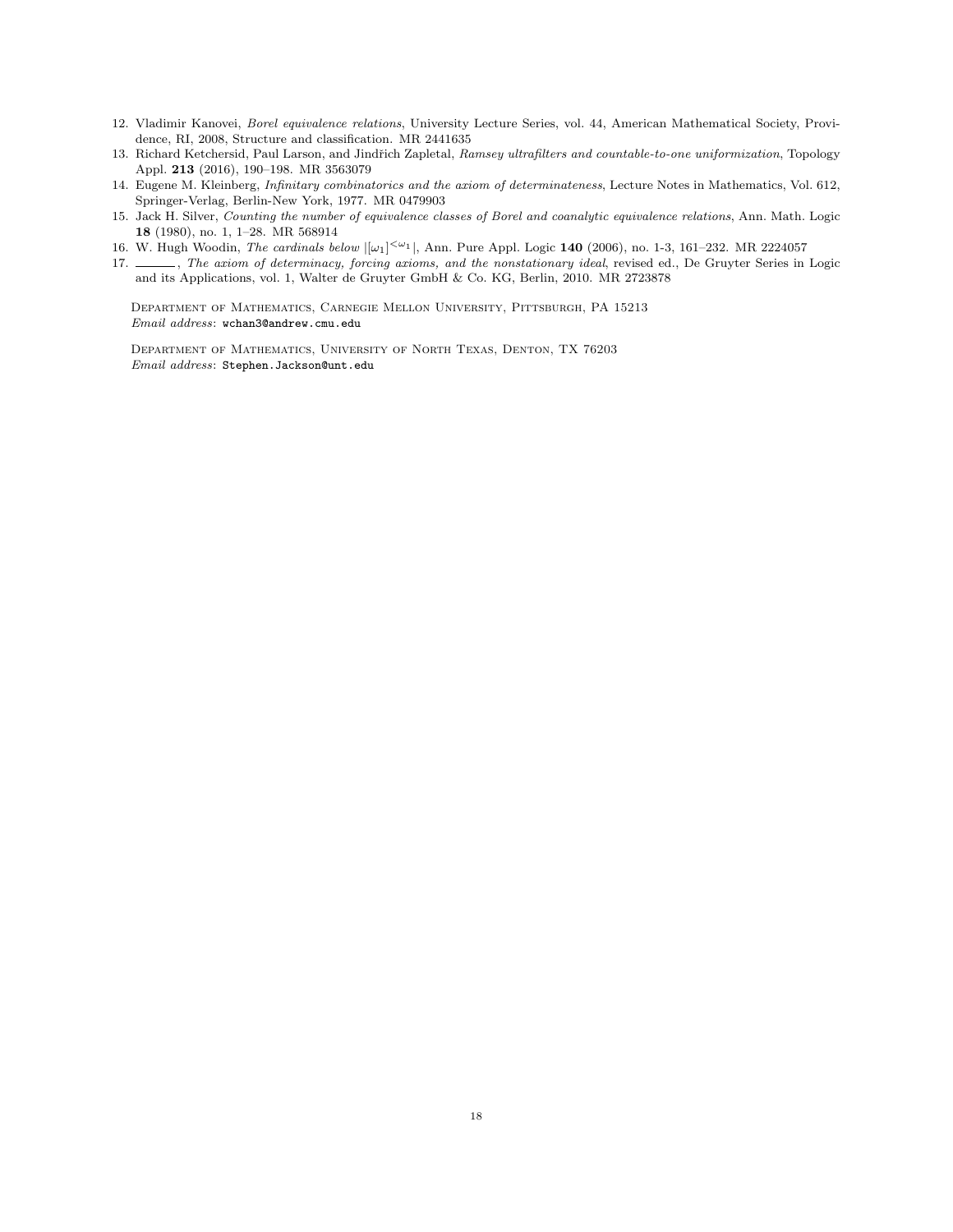12. Vladimir Kanovei, *Borel equivalence relations*, University Lecture Series, vol. 44, American Mathematical Society, Providence, RI, 2008, Structure and classification. MR 2441635
13. Richard Ketchersid, Paul Larson, and Jindřich Zapletal, *Ramsey ultrafilters and countable-to-one uniformization*, Topology Appl. **213** (2016), 190–198. MR 3563079
14. Eugene M. Kleinberg, *Infinitary combinatorics and the axiom of determinateness*, Lecture Notes in Mathematics, Vol. 612, Springer-Verlag, Berlin-New York, 1977. MR 0479903
15. Jack H. Silver, *Counting the number of equivalence classes of Borel and coanalytic equivalence relations*, Ann. Math. Logic **18** (1980), no. 1, 1–28. MR 568914
16. W. Hugh Woodin, *The cardinals below* $|[\omega_1]^{<\omega_1}|$, Ann. Pure Appl. Logic **140** (2006), no. 1-3, 161–232. MR 2224057
17. ______, *The axiom of determinacy, forcing axioms, and the nonstationary ideal*, revised ed., De Gruyter Series in Logic and its Applications, vol. 1, Walter de Gruyter GmbH & Co. KG, Berlin, 2010. MR 2723878

Department of Mathematics, Carnegie Mellon University, Pittsburgh, PA 15213
*Email address*: wchan3@andrew.cmu.edu

Department of Mathematics, University of North Texas, Denton, TX 76203
*Email address*: Stephen.Jackson@unt.edu